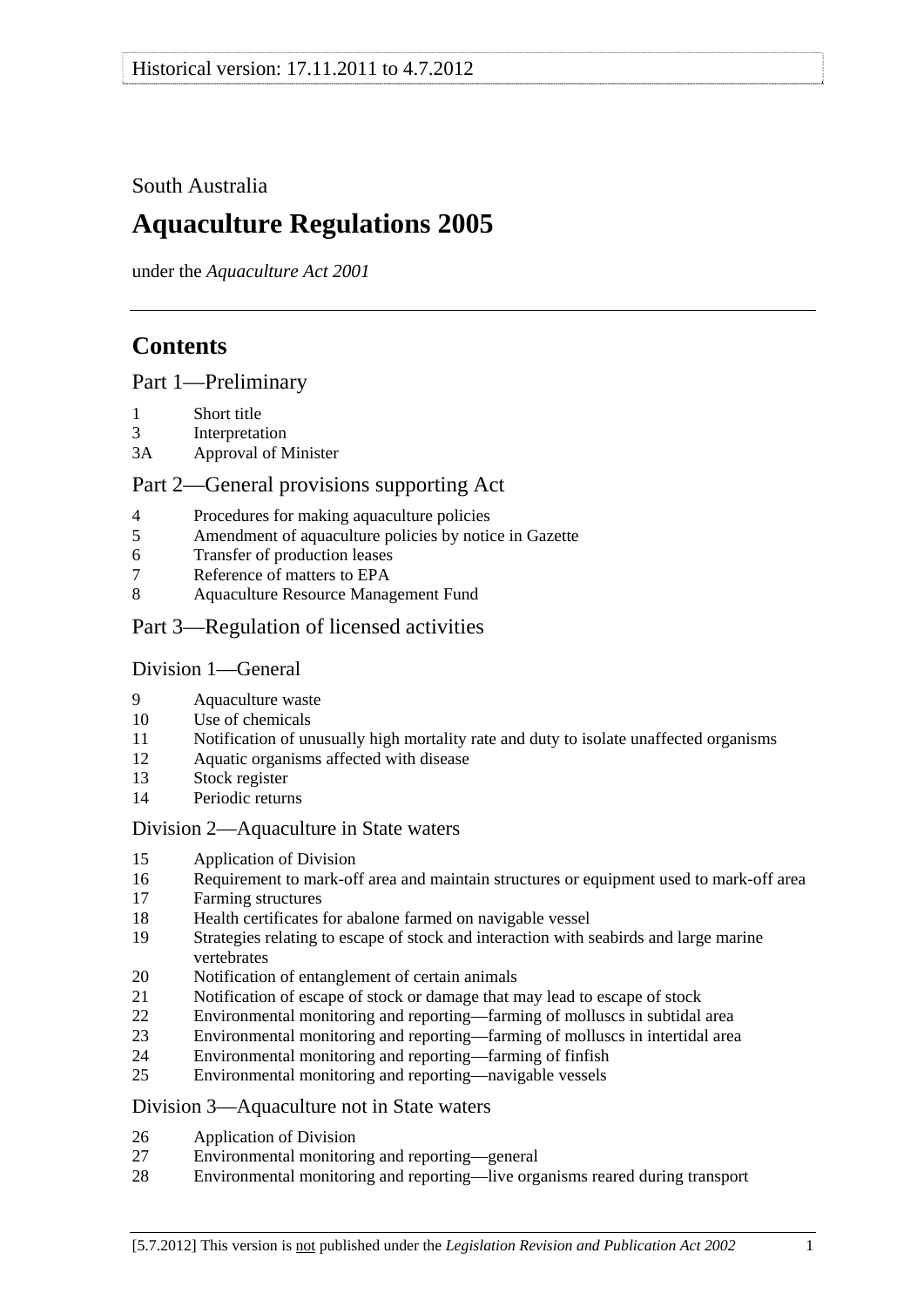South Australia

# Aquaculture Regulations 2005

under the *Aquaculture Act 2001*

## Contents

### Part 1—Preliminary

1 Short title
3 Interpretation
3A Approval of Minister

### Part 2—General provisions supporting Act

4 Procedures for making aquaculture policies
5 Amendment of aquaculture policies by notice in Gazette
6 Transfer of production leases
7 Reference of matters to EPA
8 Aquaculture Resource Management Fund

### Part 3—Regulation of licensed activities

#### Division 1—General

9 Aquaculture waste
10 Use of chemicals
11 Notification of unusually high mortality rate and duty to isolate unaffected organisms
12 Aquatic organisms affected with disease
13 Stock register
14 Periodic returns

#### Division 2—Aquaculture in State waters

15 Application of Division
16 Requirement to mark-off area and maintain structures or equipment used to mark-off area
17 Farming structures
18 Health certificates for abalone farmed on navigable vessel
19 Strategies relating to escape of stock and interaction with seabirds and large marine vertebrates
20 Notification of entanglement of certain animals
21 Notification of escape of stock or damage that may lead to escape of stock
22 Environmental monitoring and reporting—farming of molluscs in subtidal area
23 Environmental monitoring and reporting—farming of molluscs in intertidal area
24 Environmental monitoring and reporting—farming of finfish
25 Environmental monitoring and reporting—navigable vessels

#### Division 3—Aquaculture not in State waters

26 Application of Division
27 Environmental monitoring and reporting—general
28 Environmental monitoring and reporting—live organisms reared during transport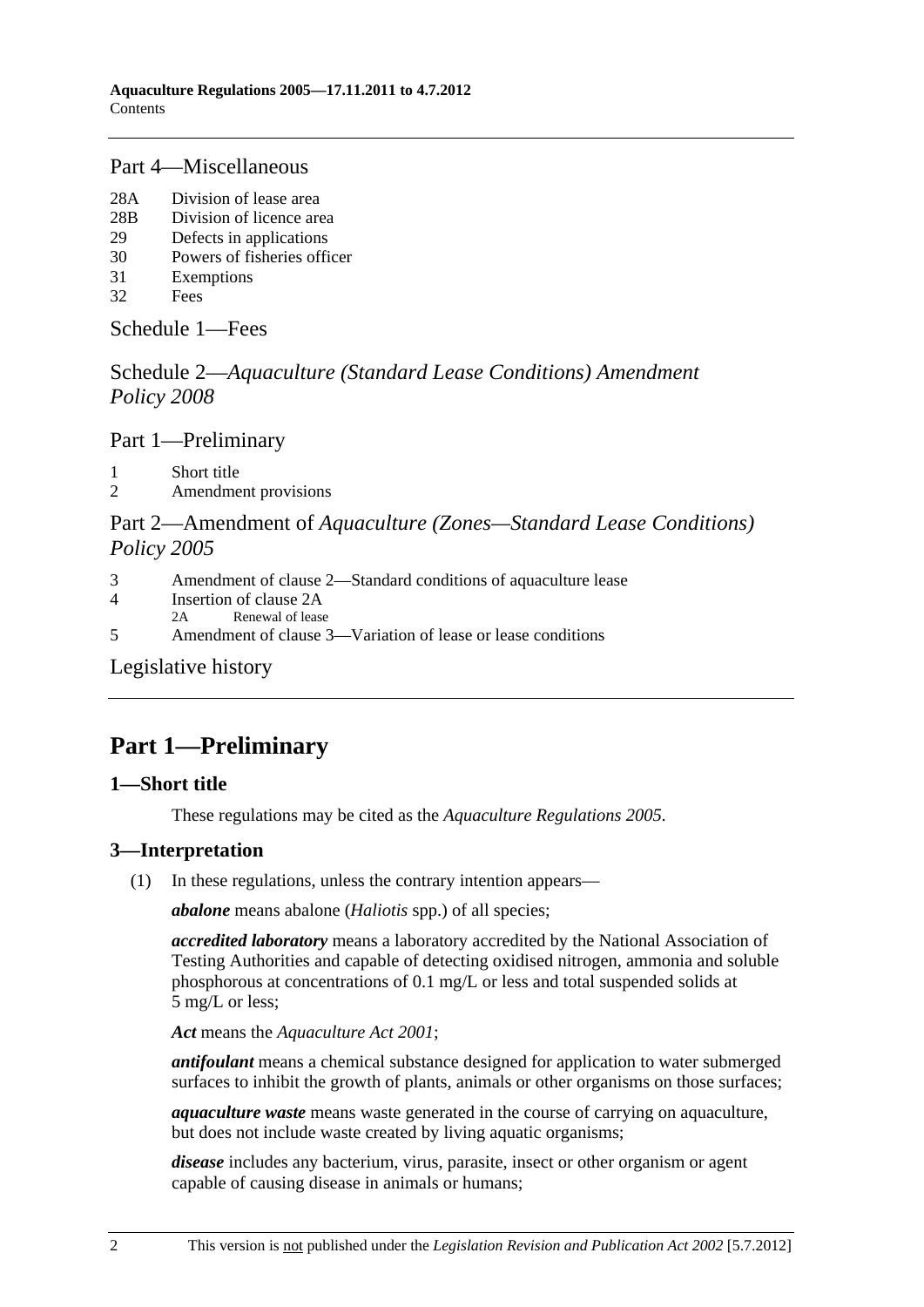## Part 4—Miscellaneous

28A Division of lease area
28B Division of licence area
29 Defects in applications
30 Powers of fisheries officer
31 Exemptions
32 Fees

## Schedule 1—Fees

## Schedule 2—*Aquaculture (Standard Lease Conditions) Amendment Policy 2008*

## Part 1—Preliminary

1 Short title
2 Amendment provisions

## Part 2—Amendment of *Aquaculture (Zones—Standard Lease Conditions) Policy 2005*

3 Amendment of clause 2—Standard conditions of aquaculture lease
4 Insertion of clause 2A
  2A Renewal of lease
5 Amendment of clause 3—Variation of lease or lease conditions

## Legislative history

# Part 1—Preliminary

### 1—Short title

These regulations may be cited as the *Aquaculture Regulations 2005*.

### 3—Interpretation

(1) In these regulations, unless the contrary intention appears—

***abalone*** means abalone (*Haliotis* spp.) of all species;

***accredited laboratory*** means a laboratory accredited by the National Association of Testing Authorities and capable of detecting oxidised nitrogen, ammonia and soluble phosphorous at concentrations of 0.1 mg/L or less and total suspended solids at 5 mg/L or less;

***Act*** means the *Aquaculture Act 2001*;

***antifoulant*** means a chemical substance designed for application to water submerged surfaces to inhibit the growth of plants, animals or other organisms on those surfaces;

***aquaculture waste*** means waste generated in the course of carrying on aquaculture, but does not include waste created by living aquatic organisms;

***disease*** includes any bacterium, virus, parasite, insect or other organism or agent capable of causing disease in animals or humans;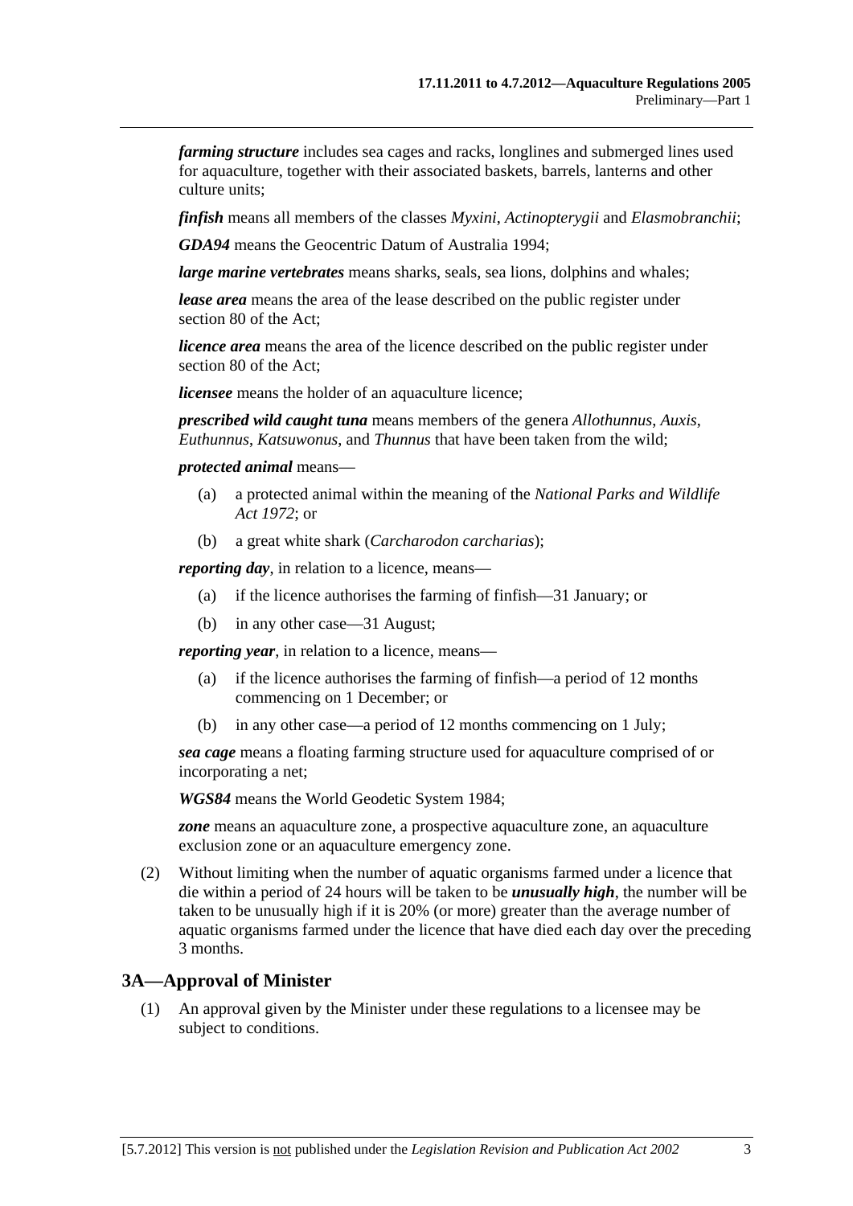***farming structure*** includes sea cages and racks, longlines and submerged lines used for aquaculture, together with their associated baskets, barrels, lanterns and other culture units;

***finfish*** means all members of the classes *Myxini*, *Actinopterygii* and *Elasmobranchii*;

***GDA94*** means the Geocentric Datum of Australia 1994;

***large marine vertebrates*** means sharks, seals, sea lions, dolphins and whales;

***lease area*** means the area of the lease described on the public register under section 80 of the Act;

***licence area*** means the area of the licence described on the public register under section 80 of the Act;

***licensee*** means the holder of an aquaculture licence;

***prescribed wild caught tuna*** means members of the genera *Allothunnus*, *Auxis*, *Euthunnus*, *Katsuwonus*, and *Thunnus* that have been taken from the wild;

***protected animal*** means—

(a) a protected animal within the meaning of the *National Parks and Wildlife Act 1972*; or

(b) a great white shark (*Carcharodon carcharias*);

***reporting day***, in relation to a licence, means—

(a) if the licence authorises the farming of finfish—31 January; or

(b) in any other case—31 August;

***reporting year***, in relation to a licence, means—

(a) if the licence authorises the farming of finfish—a period of 12 months commencing on 1 December; or

(b) in any other case—a period of 12 months commencing on 1 July;

***sea cage*** means a floating farming structure used for aquaculture comprised of or incorporating a net;

***WGS84*** means the World Geodetic System 1984;

***zone*** means an aquaculture zone, a prospective aquaculture zone, an aquaculture exclusion zone or an aquaculture emergency zone.

(2) Without limiting when the number of aquatic organisms farmed under a licence that die within a period of 24 hours will be taken to be ***unusually high***, the number will be taken to be unusually high if it is 20% (or more) greater than the average number of aquatic organisms farmed under the licence that have died each day over the preceding 3 months.

## 3A—Approval of Minister

(1) An approval given by the Minister under these regulations to a licensee may be subject to conditions.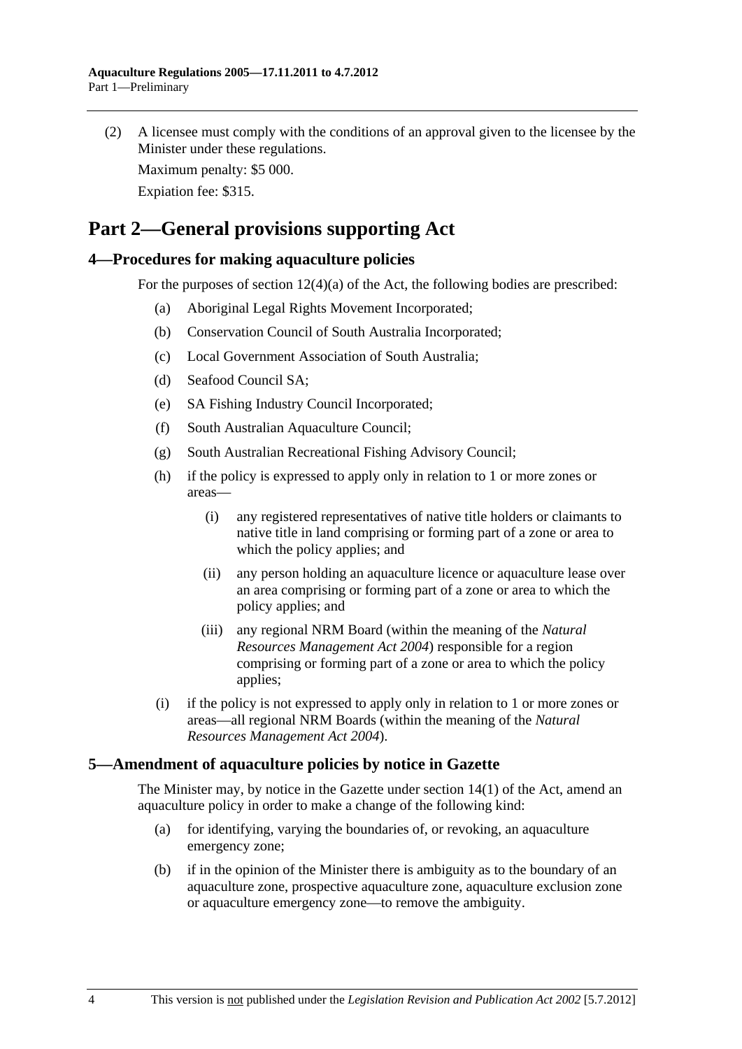(2) A licensee must comply with the conditions of an approval given to the licensee by the Minister under these regulations.

Maximum penalty: $5 000.

Expiation fee: $315.

# Part 2—General provisions supporting Act

## 4—Procedures for making aquaculture policies

For the purposes of section 12(4)(a) of the Act, the following bodies are prescribed:

- (a) Aboriginal Legal Rights Movement Incorporated;
- (b) Conservation Council of South Australia Incorporated;
- (c) Local Government Association of South Australia;
- (d) Seafood Council SA;
- (e) SA Fishing Industry Council Incorporated;
- (f) South Australian Aquaculture Council;
- (g) South Australian Recreational Fishing Advisory Council;
- (h) if the policy is expressed to apply only in relation to 1 or more zones or areas—
  - (i) any registered representatives of native title holders or claimants to native title in land comprising or forming part of a zone or area to which the policy applies; and
  - (ii) any person holding an aquaculture licence or aquaculture lease over an area comprising or forming part of a zone or area to which the policy applies; and
  - (iii) any regional NRM Board (within the meaning of the *Natural Resources Management Act 2004*) responsible for a region comprising or forming part of a zone or area to which the policy applies;
- (i) if the policy is not expressed to apply only in relation to 1 or more zones or areas—all regional NRM Boards (within the meaning of the *Natural Resources Management Act 2004*).

## 5—Amendment of aquaculture policies by notice in Gazette

The Minister may, by notice in the Gazette under section 14(1) of the Act, amend an aquaculture policy in order to make a change of the following kind:

- (a) for identifying, varying the boundaries of, or revoking, an aquaculture emergency zone;
- (b) if in the opinion of the Minister there is ambiguity as to the boundary of an aquaculture zone, prospective aquaculture zone, aquaculture exclusion zone or aquaculture emergency zone—to remove the ambiguity.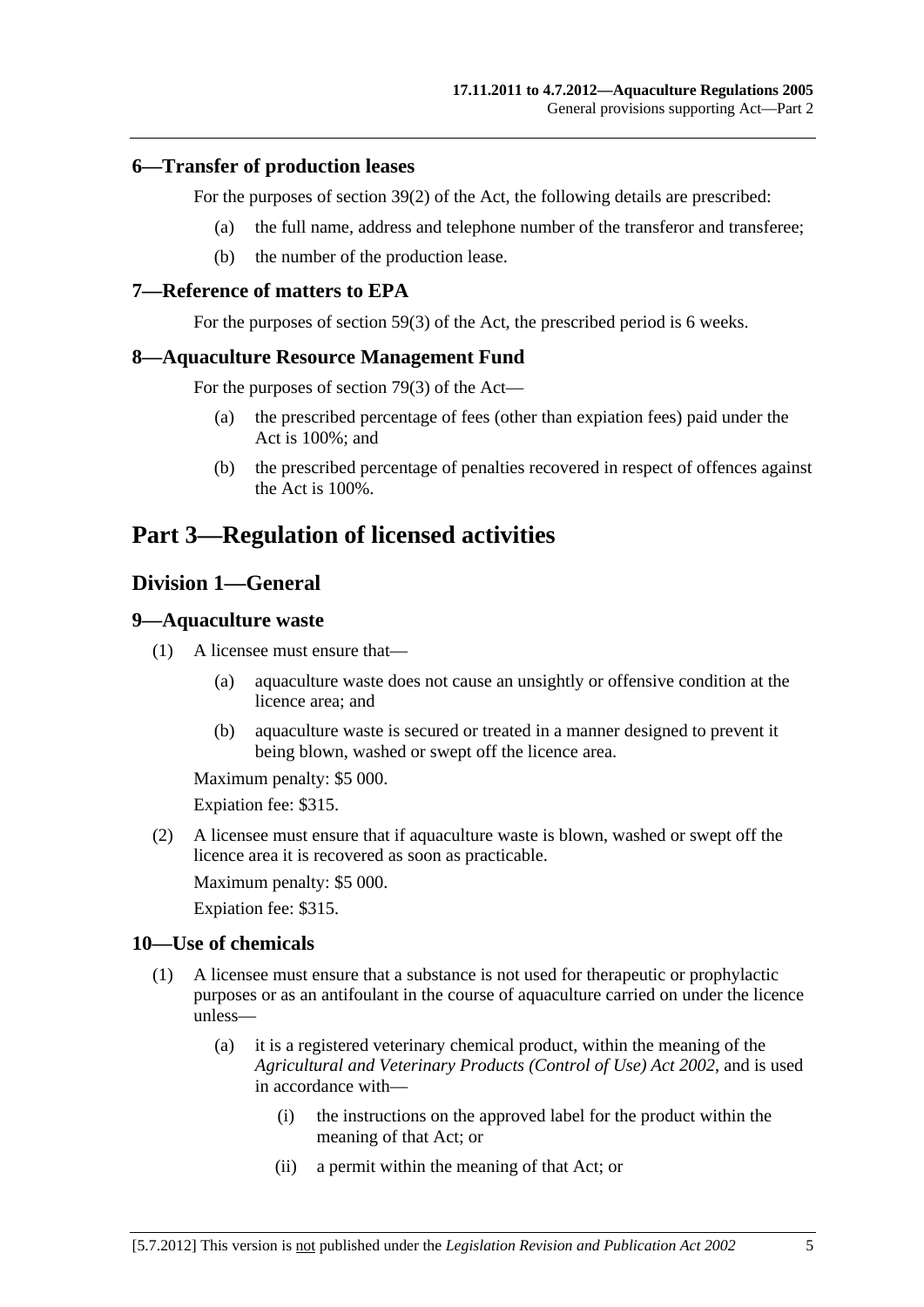### 6—Transfer of production leases

For the purposes of section 39(2) of the Act, the following details are prescribed:

(a) the full name, address and telephone number of the transferor and transferee;

(b) the number of the production lease.

### 7—Reference of matters to EPA

For the purposes of section 59(3) of the Act, the prescribed period is 6 weeks.

### 8—Aquaculture Resource Management Fund

For the purposes of section 79(3) of the Act—

(a) the prescribed percentage of fees (other than expiation fees) paid under the Act is 100%; and

(b) the prescribed percentage of penalties recovered in respect of offences against the Act is 100%.

# Part 3—Regulation of licensed activities

## Division 1—General

### 9—Aquaculture waste

(1) A licensee must ensure that—

(a) aquaculture waste does not cause an unsightly or offensive condition at the licence area; and

(b) aquaculture waste is secured or treated in a manner designed to prevent it being blown, washed or swept off the licence area.

Maximum penalty: $5 000.

Expiation fee: $315.

(2) A licensee must ensure that if aquaculture waste is blown, washed or swept off the licence area it is recovered as soon as practicable.

Maximum penalty: $5 000.

Expiation fee: $315.

### 10—Use of chemicals

(1) A licensee must ensure that a substance is not used for therapeutic or prophylactic purposes or as an antifoulant in the course of aquaculture carried on under the licence unless—

(a) it is a registered veterinary chemical product, within the meaning of the *Agricultural and Veterinary Products (Control of Use) Act 2002*, and is used in accordance with—

(i) the instructions on the approved label for the product within the meaning of that Act; or

(ii) a permit within the meaning of that Act; or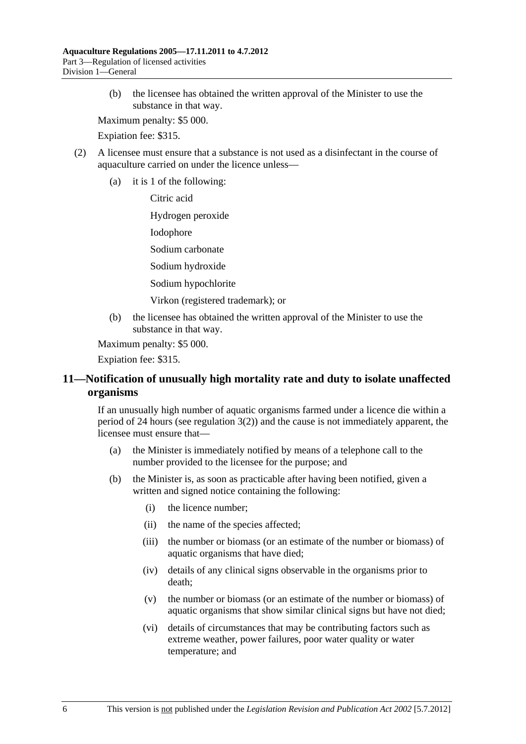(b) the licensee has obtained the written approval of the Minister to use the substance in that way.

Maximum penalty: $5 000.

Expiation fee: $315.

(2) A licensee must ensure that a substance is not used as a disinfectant in the course of aquaculture carried on under the licence unless—

(a) it is 1 of the following:

Citric acid

Hydrogen peroxide

Iodophore

Sodium carbonate

Sodium hydroxide

Sodium hypochlorite

Virkon (registered trademark); or

(b) the licensee has obtained the written approval of the Minister to use the substance in that way.

Maximum penalty: $5 000.

Expiation fee: $315.

## 11—Notification of unusually high mortality rate and duty to isolate unaffected organisms

If an unusually high number of aquatic organisms farmed under a licence die within a period of 24 hours (see regulation 3(2)) and the cause is not immediately apparent, the licensee must ensure that—

(a) the Minister is immediately notified by means of a telephone call to the number provided to the licensee for the purpose; and

(b) the Minister is, as soon as practicable after having been notified, given a written and signed notice containing the following:

(i) the licence number;

(ii) the name of the species affected;

(iii) the number or biomass (or an estimate of the number or biomass) of aquatic organisms that have died;

(iv) details of any clinical signs observable in the organisms prior to death;

(v) the number or biomass (or an estimate of the number or biomass) of aquatic organisms that show similar clinical signs but have not died;

(vi) details of circumstances that may be contributing factors such as extreme weather, power failures, poor water quality or water temperature; and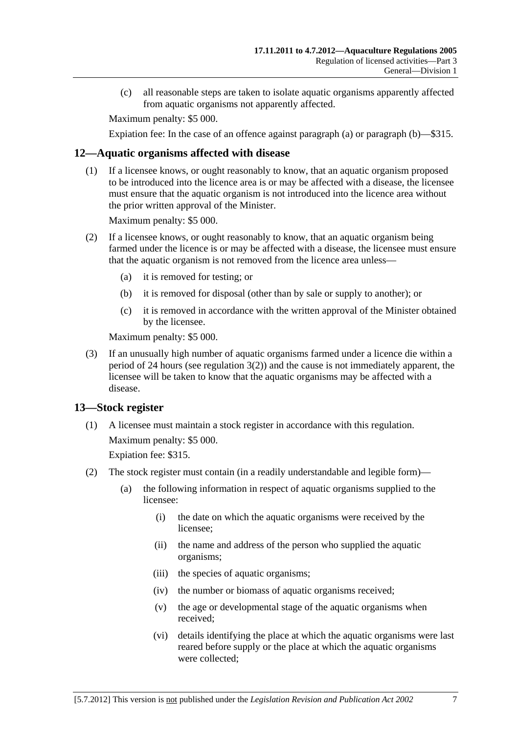(c) all reasonable steps are taken to isolate aquatic organisms apparently affected from aquatic organisms not apparently affected.

Maximum penalty: $5 000.

Expiation fee: In the case of an offence against paragraph (a) or paragraph (b)—$315.

## 12—Aquatic organisms affected with disease

(1) If a licensee knows, or ought reasonably to know, that an aquatic organism proposed to be introduced into the licence area is or may be affected with a disease, the licensee must ensure that the aquatic organism is not introduced into the licence area without the prior written approval of the Minister.

Maximum penalty: $5 000.

(2) If a licensee knows, or ought reasonably to know, that an aquatic organism being farmed under the licence is or may be affected with a disease, the licensee must ensure that the aquatic organism is not removed from the licence area unless—

(a) it is removed for testing; or

(b) it is removed for disposal (other than by sale or supply to another); or

(c) it is removed in accordance with the written approval of the Minister obtained by the licensee.

Maximum penalty: $5 000.

(3) If an unusually high number of aquatic organisms farmed under a licence die within a period of 24 hours (see regulation 3(2)) and the cause is not immediately apparent, the licensee will be taken to know that the aquatic organisms may be affected with a disease.

## 13—Stock register

(1) A licensee must maintain a stock register in accordance with this regulation.

Maximum penalty: $5 000.

Expiation fee: $315.

(2) The stock register must contain (in a readily understandable and legible form)—

(a) the following information in respect of aquatic organisms supplied to the licensee:

(i) the date on which the aquatic organisms were received by the licensee;

(ii) the name and address of the person who supplied the aquatic organisms;

(iii) the species of aquatic organisms;

(iv) the number or biomass of aquatic organisms received;

(v) the age or developmental stage of the aquatic organisms when received;

(vi) details identifying the place at which the aquatic organisms were last reared before supply or the place at which the aquatic organisms were collected;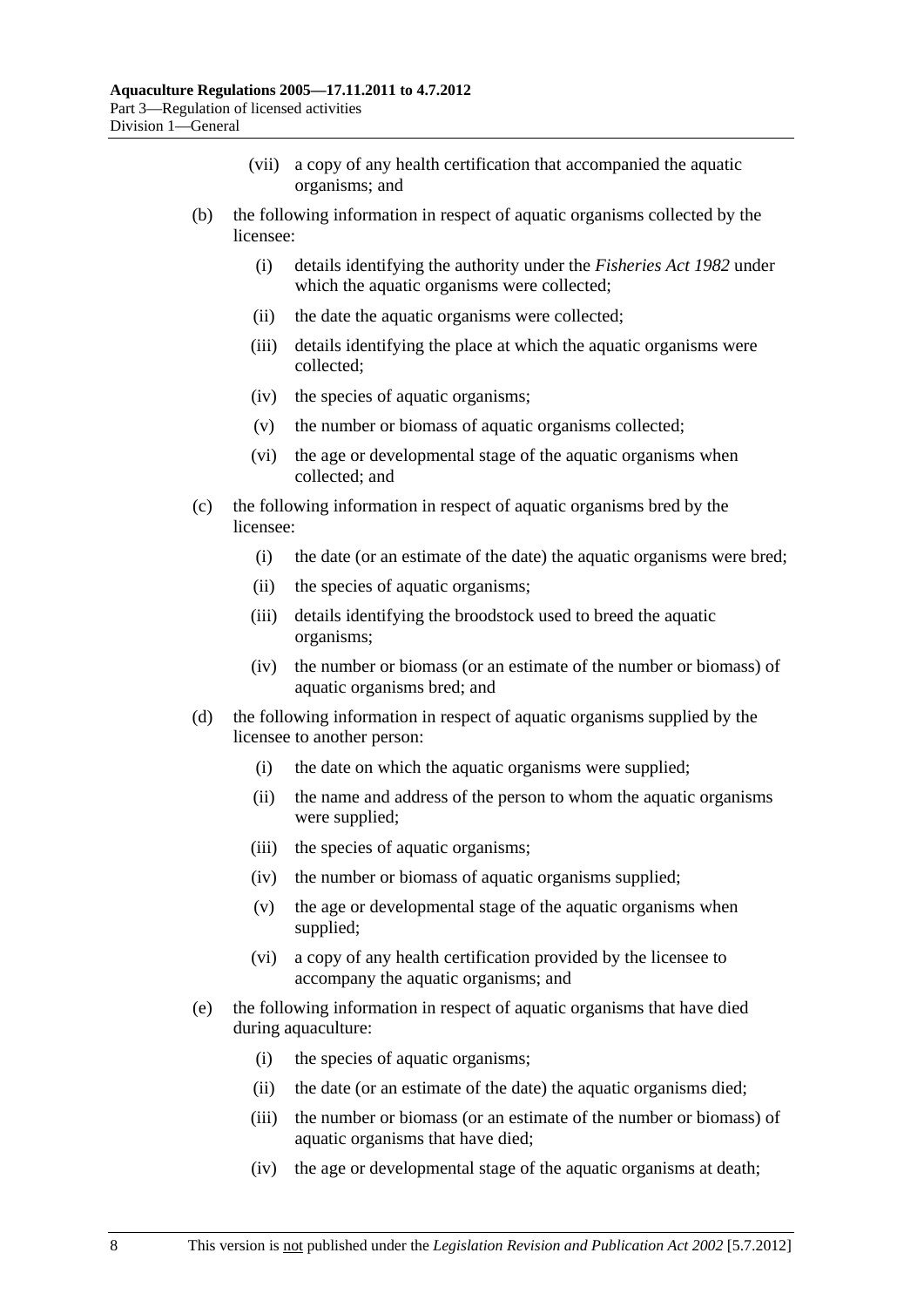(vii) a copy of any health certification that accompanied the aquatic organisms; and

(b) the following information in respect of aquatic organisms collected by the licensee:

(i) details identifying the authority under the *Fisheries Act 1982* under which the aquatic organisms were collected;

(ii) the date the aquatic organisms were collected;

(iii) details identifying the place at which the aquatic organisms were collected;

(iv) the species of aquatic organisms;

(v) the number or biomass of aquatic organisms collected;

(vi) the age or developmental stage of the aquatic organisms when collected; and

(c) the following information in respect of aquatic organisms bred by the licensee:

(i) the date (or an estimate of the date) the aquatic organisms were bred;

(ii) the species of aquatic organisms;

(iii) details identifying the broodstock used to breed the aquatic organisms;

(iv) the number or biomass (or an estimate of the number or biomass) of aquatic organisms bred; and

(d) the following information in respect of aquatic organisms supplied by the licensee to another person:

(i) the date on which the aquatic organisms were supplied;

(ii) the name and address of the person to whom the aquatic organisms were supplied;

(iii) the species of aquatic organisms;

(iv) the number or biomass of aquatic organisms supplied;

(v) the age or developmental stage of the aquatic organisms when supplied;

(vi) a copy of any health certification provided by the licensee to accompany the aquatic organisms; and

(e) the following information in respect of aquatic organisms that have died during aquaculture:

(i) the species of aquatic organisms;

(ii) the date (or an estimate of the date) the aquatic organisms died;

(iii) the number or biomass (or an estimate of the number or biomass) of aquatic organisms that have died;

(iv) the age or developmental stage of the aquatic organisms at death;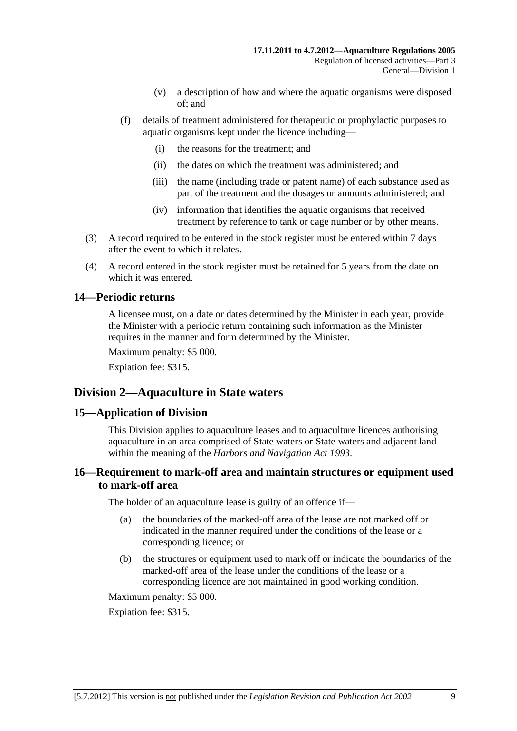(v) a description of how and where the aquatic organisms were disposed of; and

(f) details of treatment administered for therapeutic or prophylactic purposes to aquatic organisms kept under the licence including—

(i) the reasons for the treatment; and

(ii) the dates on which the treatment was administered; and

(iii) the name (including trade or patent name) of each substance used as part of the treatment and the dosages or amounts administered; and

(iv) information that identifies the aquatic organisms that received treatment by reference to tank or cage number or by other means.

(3) A record required to be entered in the stock register must be entered within 7 days after the event to which it relates.

(4) A record entered in the stock register must be retained for 5 years from the date on which it was entered.

### 14—Periodic returns

A licensee must, on a date or dates determined by the Minister in each year, provide the Minister with a periodic return containing such information as the Minister requires in the manner and form determined by the Minister.

Maximum penalty: $5 000.

Expiation fee: $315.

## Division 2—Aquaculture in State waters

### 15—Application of Division

This Division applies to aquaculture leases and to aquaculture licences authorising aquaculture in an area comprised of State waters or State waters and adjacent land within the meaning of the *Harbors and Navigation Act 1993*.

### 16—Requirement to mark-off area and maintain structures or equipment used to mark-off area

The holder of an aquaculture lease is guilty of an offence if—

(a) the boundaries of the marked-off area of the lease are not marked off or indicated in the manner required under the conditions of the lease or a corresponding licence; or

(b) the structures or equipment used to mark off or indicate the boundaries of the marked-off area of the lease under the conditions of the lease or a corresponding licence are not maintained in good working condition.

Maximum penalty: $5 000.

Expiation fee: $315.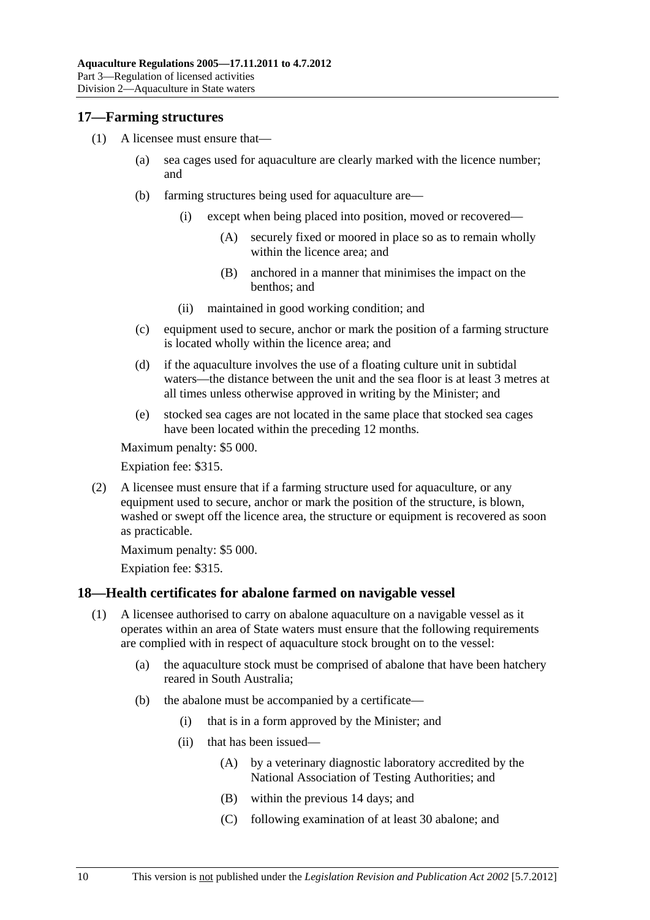## 17—Farming structures

(1) A licensee must ensure that—

(a) sea cages used for aquaculture are clearly marked with the licence number; and

(b) farming structures being used for aquaculture are—

(i) except when being placed into position, moved or recovered—

(A) securely fixed or moored in place so as to remain wholly within the licence area; and

(B) anchored in a manner that minimises the impact on the benthos; and

(ii) maintained in good working condition; and

(c) equipment used to secure, anchor or mark the position of a farming structure is located wholly within the licence area; and

(d) if the aquaculture involves the use of a floating culture unit in subtidal waters—the distance between the unit and the sea floor is at least 3 metres at all times unless otherwise approved in writing by the Minister; and

(e) stocked sea cages are not located in the same place that stocked sea cages have been located within the preceding 12 months.

Maximum penalty: $5 000.

Expiation fee: $315.

(2) A licensee must ensure that if a farming structure used for aquaculture, or any equipment used to secure, anchor or mark the position of the structure, is blown, washed or swept off the licence area, the structure or equipment is recovered as soon as practicable.

Maximum penalty: $5 000.

Expiation fee: $315.

## 18—Health certificates for abalone farmed on navigable vessel

(1) A licensee authorised to carry on abalone aquaculture on a navigable vessel as it operates within an area of State waters must ensure that the following requirements are complied with in respect of aquaculture stock brought on to the vessel:

(a) the aquaculture stock must be comprised of abalone that have been hatchery reared in South Australia;

(b) the abalone must be accompanied by a certificate—

(i) that is in a form approved by the Minister; and

(ii) that has been issued—

(A) by a veterinary diagnostic laboratory accredited by the National Association of Testing Authorities; and

(B) within the previous 14 days; and

(C) following examination of at least 30 abalone; and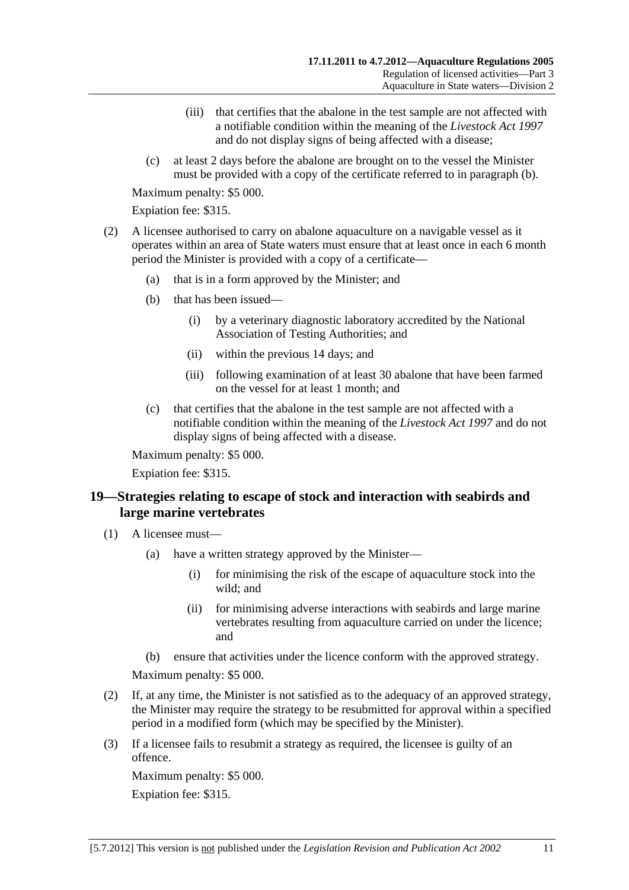(iii) that certifies that the abalone in the test sample are not affected with a notifiable condition within the meaning of the *Livestock Act 1997* and do not display signs of being affected with a disease;

(c) at least 2 days before the abalone are brought on to the vessel the Minister must be provided with a copy of the certificate referred to in paragraph (b).

Maximum penalty: $5 000.

Expiation fee: $315.

(2) A licensee authorised to carry on abalone aquaculture on a navigable vessel as it operates within an area of State waters must ensure that at least once in each 6 month period the Minister is provided with a copy of a certificate—

(a) that is in a form approved by the Minister; and

(b) that has been issued—

(i) by a veterinary diagnostic laboratory accredited by the National Association of Testing Authorities; and

(ii) within the previous 14 days; and

(iii) following examination of at least 30 abalone that have been farmed on the vessel for at least 1 month; and

(c) that certifies that the abalone in the test sample are not affected with a notifiable condition within the meaning of the *Livestock Act 1997* and do not display signs of being affected with a disease.

Maximum penalty: $5 000.

Expiation fee: $315.

## 19—Strategies relating to escape of stock and interaction with seabirds and large marine vertebrates

(1) A licensee must—

(a) have a written strategy approved by the Minister—

(i) for minimising the risk of the escape of aquaculture stock into the wild; and

(ii) for minimising adverse interactions with seabirds and large marine vertebrates resulting from aquaculture carried on under the licence; and

(b) ensure that activities under the licence conform with the approved strategy.

Maximum penalty: $5 000.

(2) If, at any time, the Minister is not satisfied as to the adequacy of an approved strategy, the Minister may require the strategy to be resubmitted for approval within a specified period in a modified form (which may be specified by the Minister).

(3) If a licensee fails to resubmit a strategy as required, the licensee is guilty of an offence.

Maximum penalty: $5 000.

Expiation fee: $315.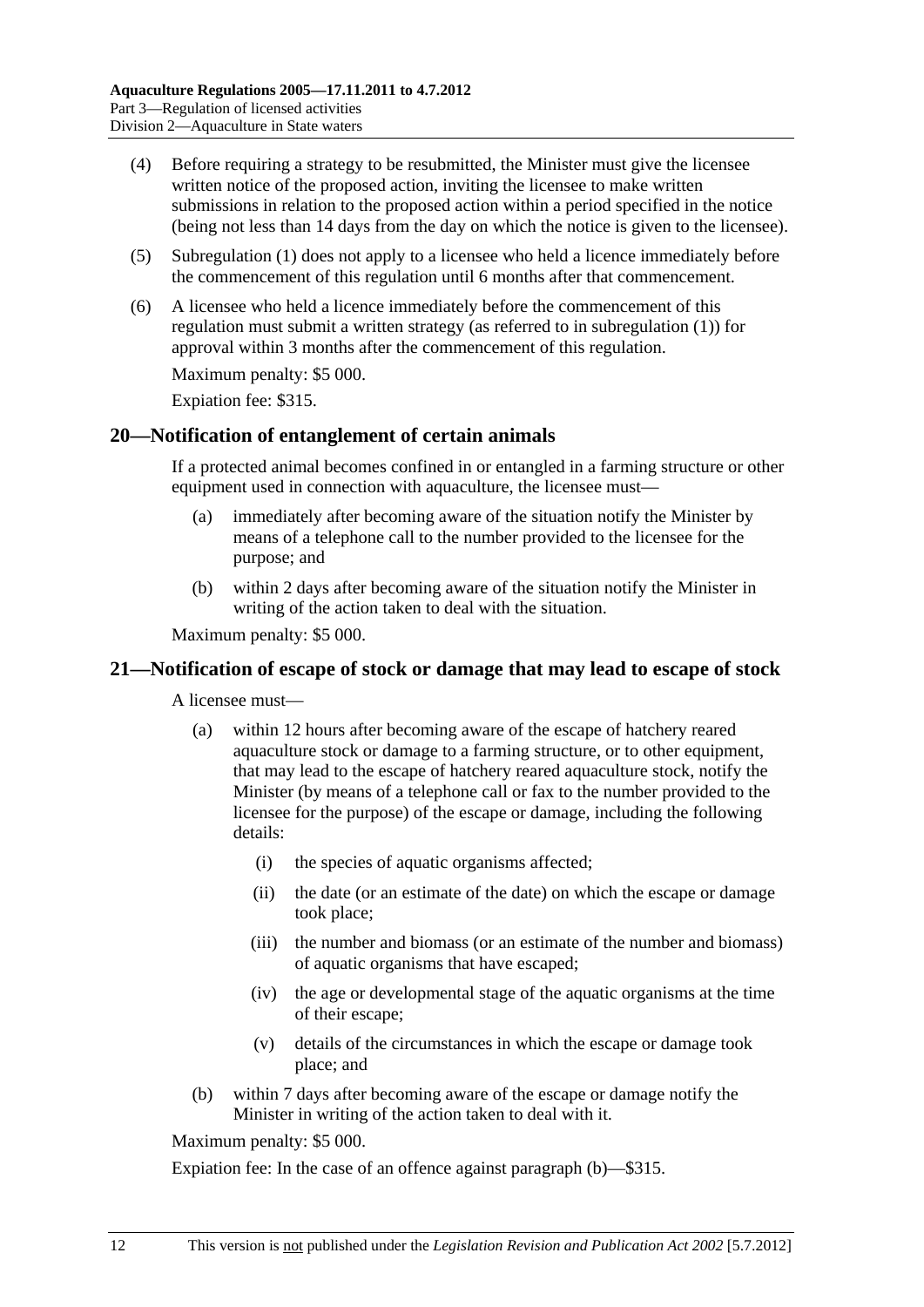(4) Before requiring a strategy to be resubmitted, the Minister must give the licensee written notice of the proposed action, inviting the licensee to make written submissions in relation to the proposed action within a period specified in the notice (being not less than 14 days from the day on which the notice is given to the licensee).

(5) Subregulation (1) does not apply to a licensee who held a licence immediately before the commencement of this regulation until 6 months after that commencement.

(6) A licensee who held a licence immediately before the commencement of this regulation must submit a written strategy (as referred to in subregulation (1)) for approval within 3 months after the commencement of this regulation.

Maximum penalty: $5 000.

Expiation fee: $315.

## 20—Notification of entanglement of certain animals

If a protected animal becomes confined in or entangled in a farming structure or other equipment used in connection with aquaculture, the licensee must—

(a) immediately after becoming aware of the situation notify the Minister by means of a telephone call to the number provided to the licensee for the purpose; and

(b) within 2 days after becoming aware of the situation notify the Minister in writing of the action taken to deal with the situation.

Maximum penalty: $5 000.

## 21—Notification of escape of stock or damage that may lead to escape of stock

A licensee must—

(a) within 12 hours after becoming aware of the escape of hatchery reared aquaculture stock or damage to a farming structure, or to other equipment, that may lead to the escape of hatchery reared aquaculture stock, notify the Minister (by means of a telephone call or fax to the number provided to the licensee for the purpose) of the escape or damage, including the following details:

  (i) the species of aquatic organisms affected;

  (ii) the date (or an estimate of the date) on which the escape or damage took place;

  (iii) the number and biomass (or an estimate of the number and biomass) of aquatic organisms that have escaped;

  (iv) the age or developmental stage of the aquatic organisms at the time of their escape;

  (v) details of the circumstances in which the escape or damage took place; and

(b) within 7 days after becoming aware of the escape or damage notify the Minister in writing of the action taken to deal with it.

Maximum penalty: $5 000.

Expiation fee: In the case of an offence against paragraph (b)—$315.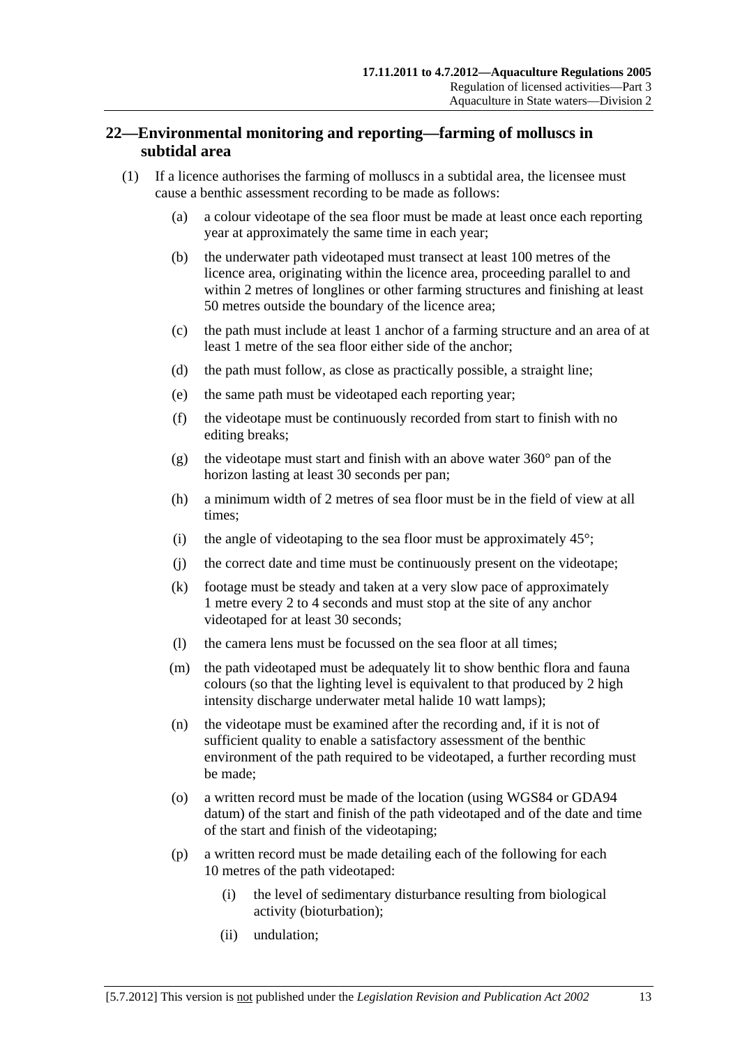## 22—Environmental monitoring and reporting—farming of molluscs in subtidal area

(1) If a licence authorises the farming of molluscs in a subtidal area, the licensee must cause a benthic assessment recording to be made as follows:

(a) a colour videotape of the sea floor must be made at least once each reporting year at approximately the same time in each year;

(b) the underwater path videotaped must transect at least 100 metres of the licence area, originating within the licence area, proceeding parallel to and within 2 metres of longlines or other farming structures and finishing at least 50 metres outside the boundary of the licence area;

(c) the path must include at least 1 anchor of a farming structure and an area of at least 1 metre of the sea floor either side of the anchor;

(d) the path must follow, as close as practically possible, a straight line;

(e) the same path must be videotaped each reporting year;

(f) the videotape must be continuously recorded from start to finish with no editing breaks;

(g) the videotape must start and finish with an above water 360° pan of the horizon lasting at least 30 seconds per pan;

(h) a minimum width of 2 metres of sea floor must be in the field of view at all times;

(i) the angle of videotaping to the sea floor must be approximately 45°;

(j) the correct date and time must be continuously present on the videotape;

(k) footage must be steady and taken at a very slow pace of approximately 1 metre every 2 to 4 seconds and must stop at the site of any anchor videotaped for at least 30 seconds;

(l) the camera lens must be focussed on the sea floor at all times;

(m) the path videotaped must be adequately lit to show benthic flora and fauna colours (so that the lighting level is equivalent to that produced by 2 high intensity discharge underwater metal halide 10 watt lamps);

(n) the videotape must be examined after the recording and, if it is not of sufficient quality to enable a satisfactory assessment of the benthic environment of the path required to be videotaped, a further recording must be made;

(o) a written record must be made of the location (using WGS84 or GDA94 datum) of the start and finish of the path videotaped and of the date and time of the start and finish of the videotaping;

(p) a written record must be made detailing each of the following for each 10 metres of the path videotaped:

(i) the level of sedimentary disturbance resulting from biological activity (bioturbation);

(ii) undulation;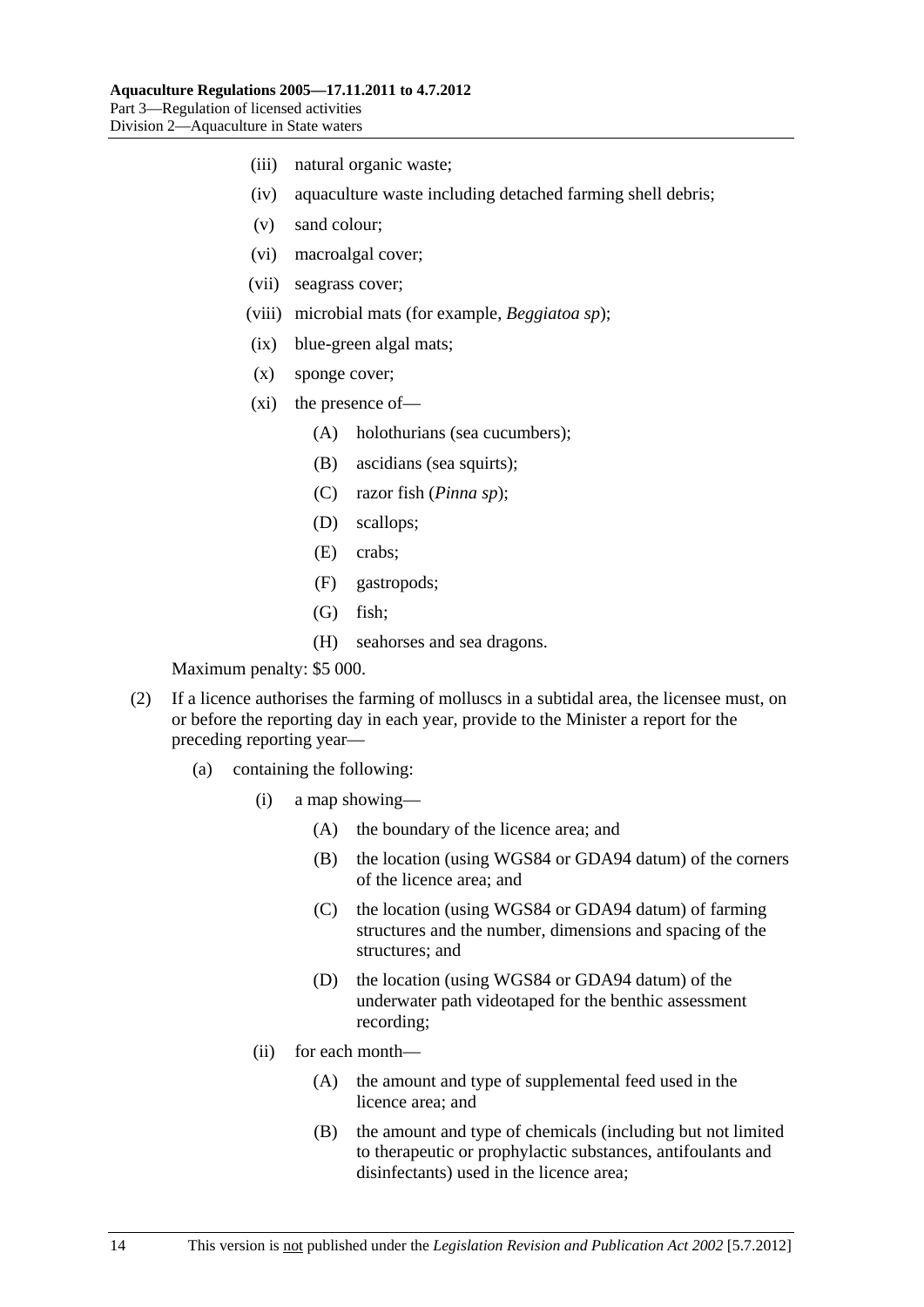(iii) natural organic waste;

(iv) aquaculture waste including detached farming shell debris;

(v) sand colour;

(vi) macroalgal cover;

(vii) seagrass cover;

(viii) microbial mats (for example, *Beggiatoa sp*);

(ix) blue-green algal mats;

(x) sponge cover;

(xi) the presence of—

(A) holothurians (sea cucumbers);

(B) ascidians (sea squirts);

(C) razor fish (*Pinna sp*);

(D) scallops;

(E) crabs;

(F) gastropods;

(G) fish;

(H) seahorses and sea dragons.

Maximum penalty: $5 000.

(2) If a licence authorises the farming of molluscs in a subtidal area, the licensee must, on or before the reporting day in each year, provide to the Minister a report for the preceding reporting year—

(a) containing the following:

(i) a map showing—

(A) the boundary of the licence area; and

(B) the location (using WGS84 or GDA94 datum) of the corners of the licence area; and

(C) the location (using WGS84 or GDA94 datum) of farming structures and the number, dimensions and spacing of the structures; and

(D) the location (using WGS84 or GDA94 datum) of the underwater path videotaped for the benthic assessment recording;

(ii) for each month—

(A) the amount and type of supplemental feed used in the licence area; and

(B) the amount and type of chemicals (including but not limited to therapeutic or prophylactic substances, antifoulants and disinfectants) used in the licence area;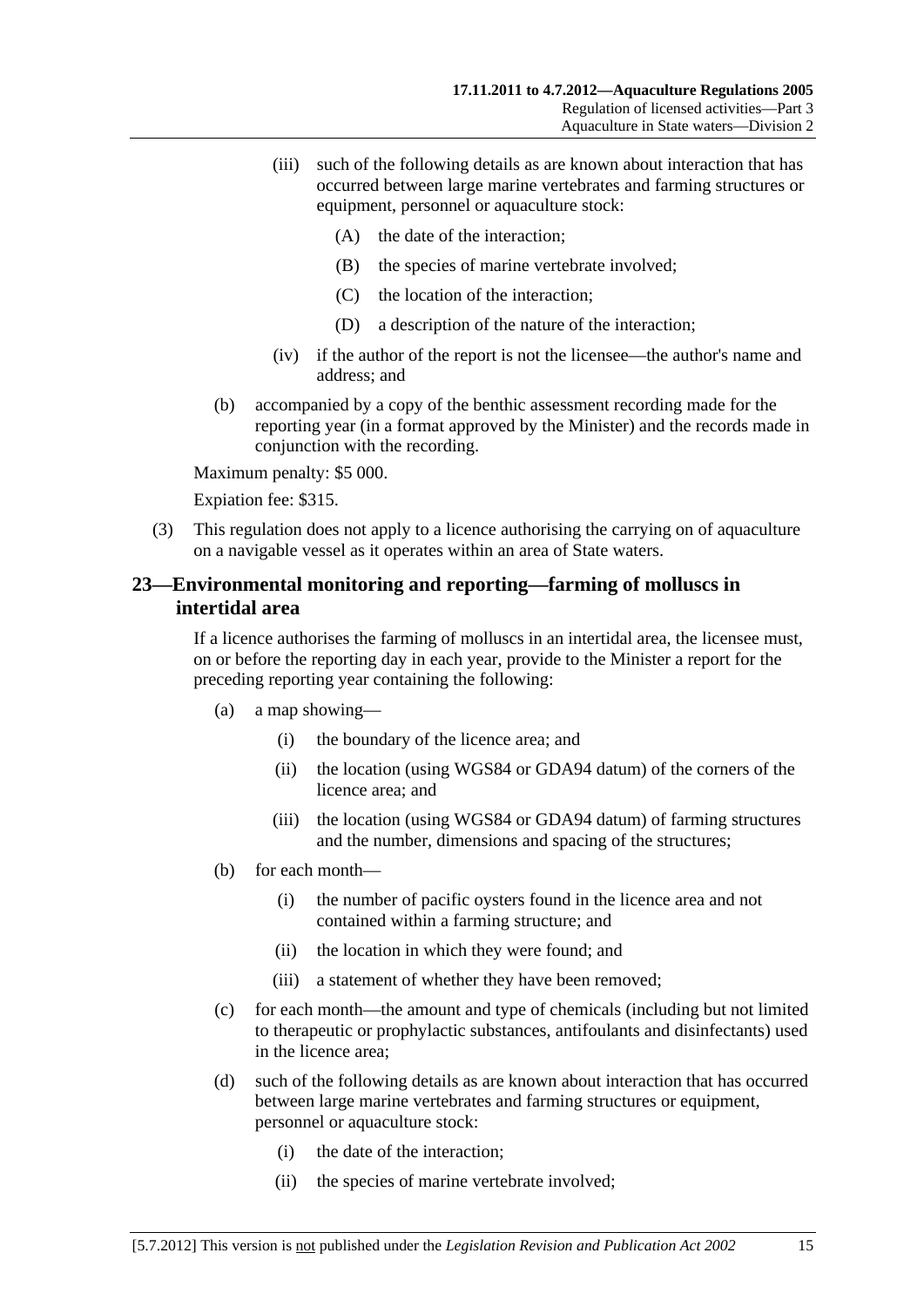(iii) such of the following details as are known about interaction that has occurred between large marine vertebrates and farming structures or equipment, personnel or aquaculture stock:

(A) the date of the interaction;

(B) the species of marine vertebrate involved;

(C) the location of the interaction;

(D) a description of the nature of the interaction;

(iv) if the author of the report is not the licensee—the author's name and address; and

(b) accompanied by a copy of the benthic assessment recording made for the reporting year (in a format approved by the Minister) and the records made in conjunction with the recording.

Maximum penalty: $5 000.

Expiation fee: $315.

(3) This regulation does not apply to a licence authorising the carrying on of aquaculture on a navigable vessel as it operates within an area of State waters.

## 23—Environmental monitoring and reporting—farming of molluscs in intertidal area

If a licence authorises the farming of molluscs in an intertidal area, the licensee must, on or before the reporting day in each year, provide to the Minister a report for the preceding reporting year containing the following:

(a) a map showing—

(i) the boundary of the licence area; and

(ii) the location (using WGS84 or GDA94 datum) of the corners of the licence area; and

(iii) the location (using WGS84 or GDA94 datum) of farming structures and the number, dimensions and spacing of the structures;

(b) for each month—

(i) the number of pacific oysters found in the licence area and not contained within a farming structure; and

(ii) the location in which they were found; and

(iii) a statement of whether they have been removed;

(c) for each month—the amount and type of chemicals (including but not limited to therapeutic or prophylactic substances, antifoulants and disinfectants) used in the licence area;

(d) such of the following details as are known about interaction that has occurred between large marine vertebrates and farming structures or equipment, personnel or aquaculture stock:

(i) the date of the interaction;

(ii) the species of marine vertebrate involved;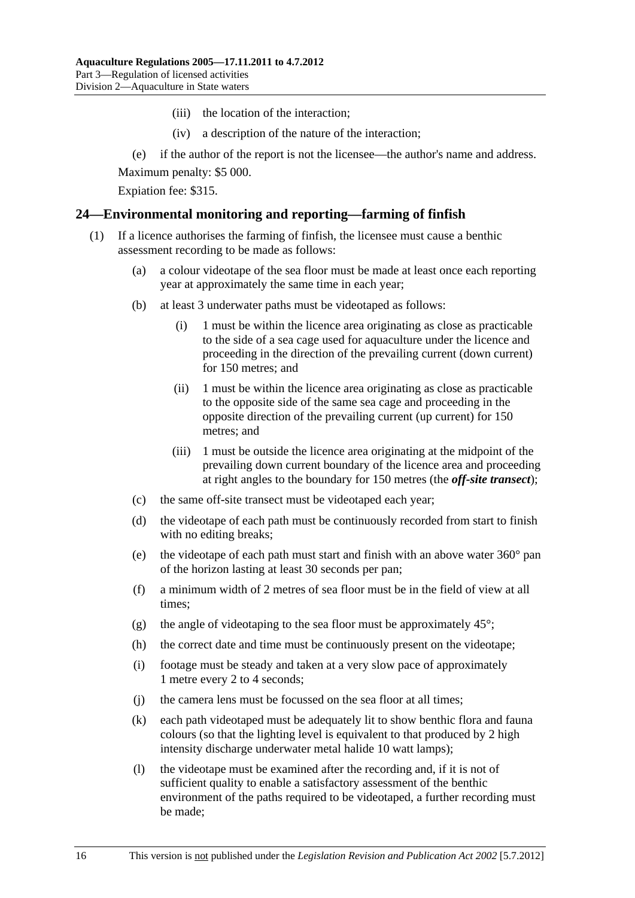(iii) the location of the interaction;

(iv) a description of the nature of the interaction;

(e) if the author of the report is not the licensee—the author's name and address.

Maximum penalty: $5 000.

Expiation fee: $315.

## 24—Environmental monitoring and reporting—farming of finfish

(1) If a licence authorises the farming of finfish, the licensee must cause a benthic assessment recording to be made as follows:

(a) a colour videotape of the sea floor must be made at least once each reporting year at approximately the same time in each year;

(b) at least 3 underwater paths must be videotaped as follows:

(i) 1 must be within the licence area originating as close as practicable to the side of a sea cage used for aquaculture under the licence and proceeding in the direction of the prevailing current (down current) for 150 metres; and

(ii) 1 must be within the licence area originating as close as practicable to the opposite side of the same sea cage and proceeding in the opposite direction of the prevailing current (up current) for 150 metres; and

(iii) 1 must be outside the licence area originating at the midpoint of the prevailing down current boundary of the licence area and proceeding at right angles to the boundary for 150 metres (the ***off-site transect***);

(c) the same off-site transect must be videotaped each year;

(d) the videotape of each path must be continuously recorded from start to finish with no editing breaks;

(e) the videotape of each path must start and finish with an above water 360° pan of the horizon lasting at least 30 seconds per pan;

(f) a minimum width of 2 metres of sea floor must be in the field of view at all times;

(g) the angle of videotaping to the sea floor must be approximately 45°;

(h) the correct date and time must be continuously present on the videotape;

(i) footage must be steady and taken at a very slow pace of approximately 1 metre every 2 to 4 seconds;

(j) the camera lens must be focussed on the sea floor at all times;

(k) each path videotaped must be adequately lit to show benthic flora and fauna colours (so that the lighting level is equivalent to that produced by 2 high intensity discharge underwater metal halide 10 watt lamps);

(l) the videotape must be examined after the recording and, if it is not of sufficient quality to enable a satisfactory assessment of the benthic environment of the paths required to be videotaped, a further recording must be made;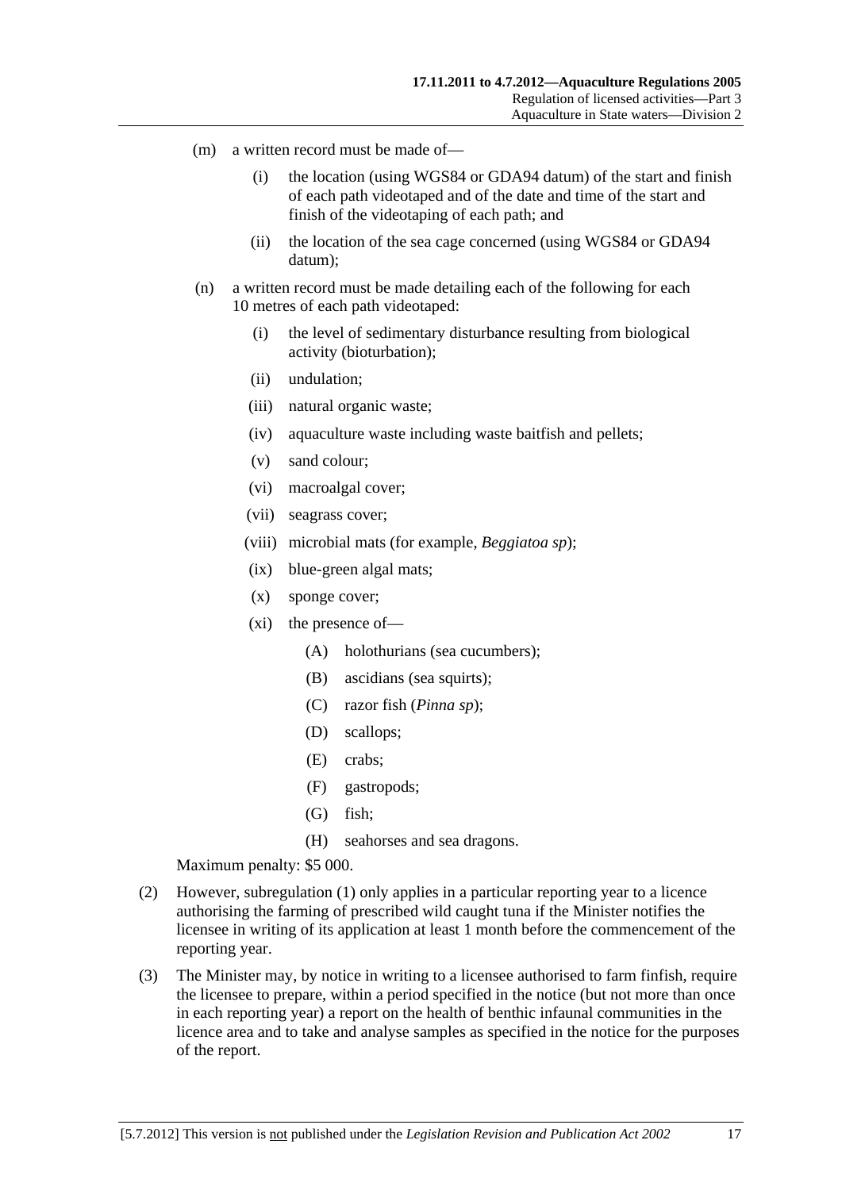(m) a written record must be made of—

  (i) the location (using WGS84 or GDA94 datum) of the start and finish of each path videotaped and of the date and time of the start and finish of the videotaping of each path; and

  (ii) the location of the sea cage concerned (using WGS84 or GDA94 datum);

(n) a written record must be made detailing each of the following for each 10 metres of each path videotaped:

  (i) the level of sedimentary disturbance resulting from biological activity (bioturbation);

  (ii) undulation;

  (iii) natural organic waste;

  (iv) aquaculture waste including waste baitfish and pellets;

  (v) sand colour;

  (vi) macroalgal cover;

  (vii) seagrass cover;

  (viii) microbial mats (for example, *Beggiatoa sp*);

  (ix) blue-green algal mats;

  (x) sponge cover;

  (xi) the presence of—

    (A) holothurians (sea cucumbers);

    (B) ascidians (sea squirts);

    (C) razor fish (*Pinna sp*);

    (D) scallops;

    (E) crabs;

    (F) gastropods;

    (G) fish;

    (H) seahorses and sea dragons.

Maximum penalty: $5 000.

(2) However, subregulation (1) only applies in a particular reporting year to a licence authorising the farming of prescribed wild caught tuna if the Minister notifies the licensee in writing of its application at least 1 month before the commencement of the reporting year.

(3) The Minister may, by notice in writing to a licensee authorised to farm finfish, require the licensee to prepare, within a period specified in the notice (but not more than once in each reporting year) a report on the health of benthic infaunal communities in the licence area and to take and analyse samples as specified in the notice for the purposes of the report.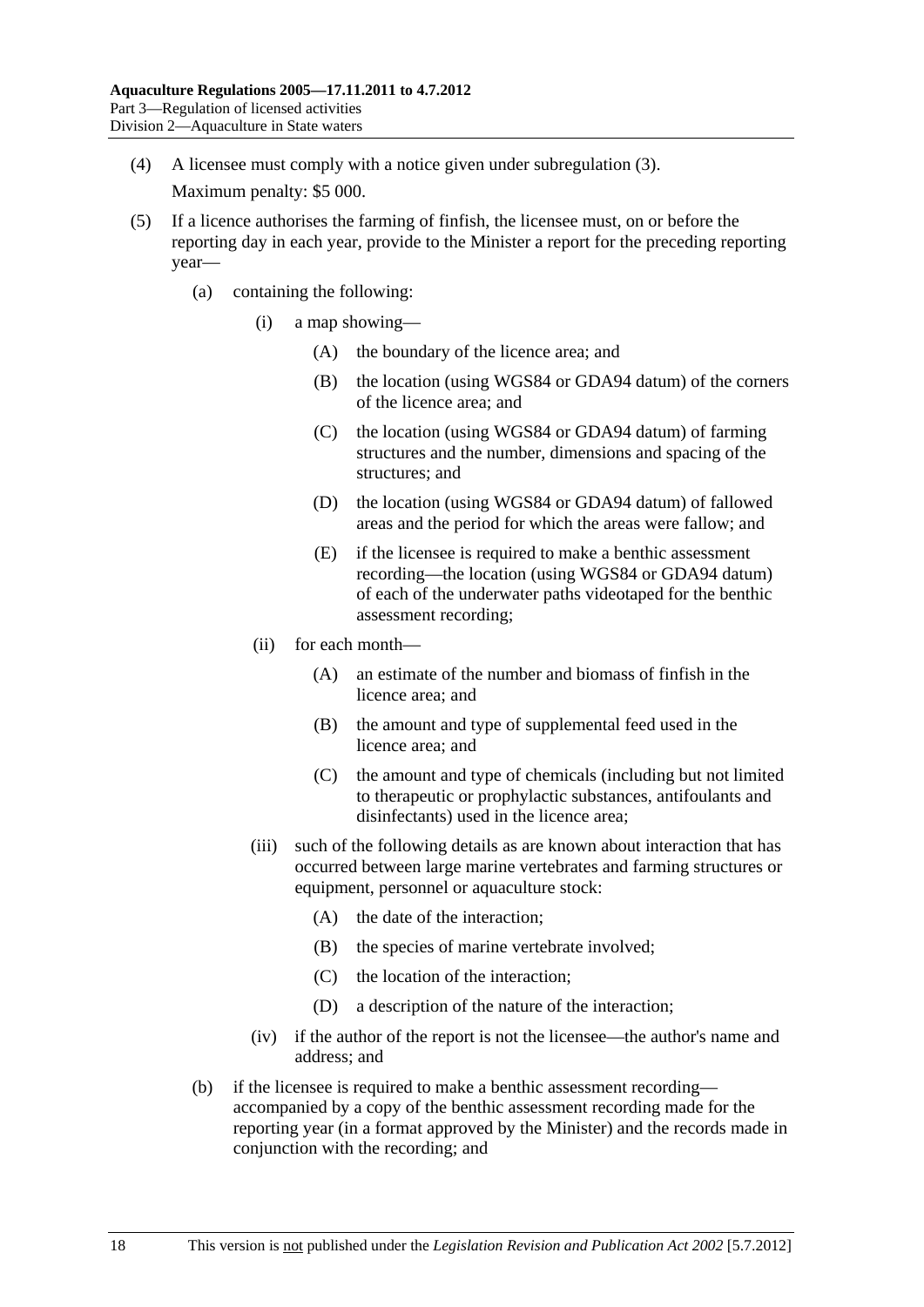(4) A licensee must comply with a notice given under subregulation (3).

Maximum penalty: $5 000.

(5) If a licence authorises the farming of finfish, the licensee must, on or before the reporting day in each year, provide to the Minister a report for the preceding reporting year—

(a) containing the following:

(i) a map showing—

(A) the boundary of the licence area; and

(B) the location (using WGS84 or GDA94 datum) of the corners of the licence area; and

(C) the location (using WGS84 or GDA94 datum) of farming structures and the number, dimensions and spacing of the structures; and

(D) the location (using WGS84 or GDA94 datum) of fallowed areas and the period for which the areas were fallow; and

(E) if the licensee is required to make a benthic assessment recording—the location (using WGS84 or GDA94 datum) of each of the underwater paths videotaped for the benthic assessment recording;

(ii) for each month—

(A) an estimate of the number and biomass of finfish in the licence area; and

(B) the amount and type of supplemental feed used in the licence area; and

(C) the amount and type of chemicals (including but not limited to therapeutic or prophylactic substances, antifoulants and disinfectants) used in the licence area;

(iii) such of the following details as are known about interaction that has occurred between large marine vertebrates and farming structures or equipment, personnel or aquaculture stock:

(A) the date of the interaction;

(B) the species of marine vertebrate involved;

(C) the location of the interaction;

(D) a description of the nature of the interaction;

(iv) if the author of the report is not the licensee—the author's name and address; and

(b) if the licensee is required to make a benthic assessment recording—accompanied by a copy of the benthic assessment recording made for the reporting year (in a format approved by the Minister) and the records made in conjunction with the recording; and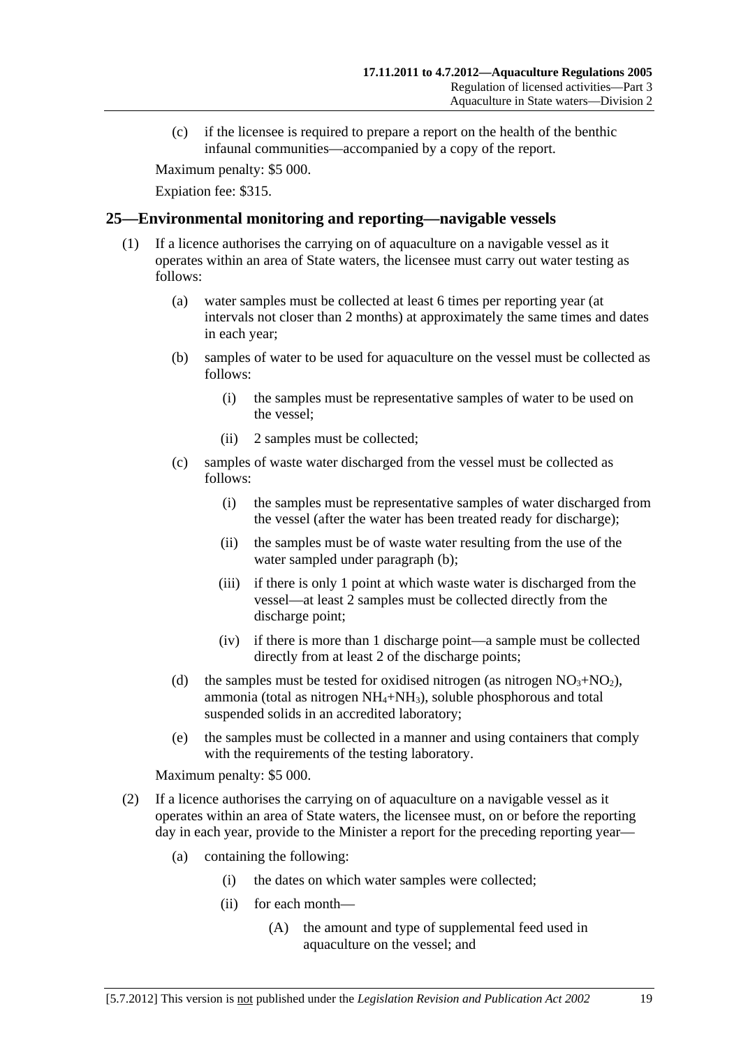(c) if the licensee is required to prepare a report on the health of the benthic infaunal communities—accompanied by a copy of the report.

Maximum penalty: $5 000.

Expiation fee: $315.

## 25—Environmental monitoring and reporting—navigable vessels

(1) If a licence authorises the carrying on of aquaculture on a navigable vessel as it operates within an area of State waters, the licensee must carry out water testing as follows:

(a) water samples must be collected at least 6 times per reporting year (at intervals not closer than 2 months) at approximately the same times and dates in each year;

(b) samples of water to be used for aquaculture on the vessel must be collected as follows:

(i) the samples must be representative samples of water to be used on the vessel;

(ii) 2 samples must be collected;

(c) samples of waste water discharged from the vessel must be collected as follows:

(i) the samples must be representative samples of water discharged from the vessel (after the water has been treated ready for discharge);

(ii) the samples must be of waste water resulting from the use of the water sampled under paragraph (b);

(iii) if there is only 1 point at which waste water is discharged from the vessel—at least 2 samples must be collected directly from the discharge point;

(iv) if there is more than 1 discharge point—a sample must be collected directly from at least 2 of the discharge points;

(d) the samples must be tested for oxidised nitrogen (as nitrogen $NO_3$+$NO_2$), ammonia (total as nitrogen $NH_4$+$NH_3$), soluble phosphorous and total suspended solids in an accredited laboratory;

(e) the samples must be collected in a manner and using containers that comply with the requirements of the testing laboratory.

Maximum penalty: $5 000.

(2) If a licence authorises the carrying on of aquaculture on a navigable vessel as it operates within an area of State waters, the licensee must, on or before the reporting day in each year, provide to the Minister a report for the preceding reporting year—

(a) containing the following:

(i) the dates on which water samples were collected;

(ii) for each month—

(A) the amount and type of supplemental feed used in aquaculture on the vessel; and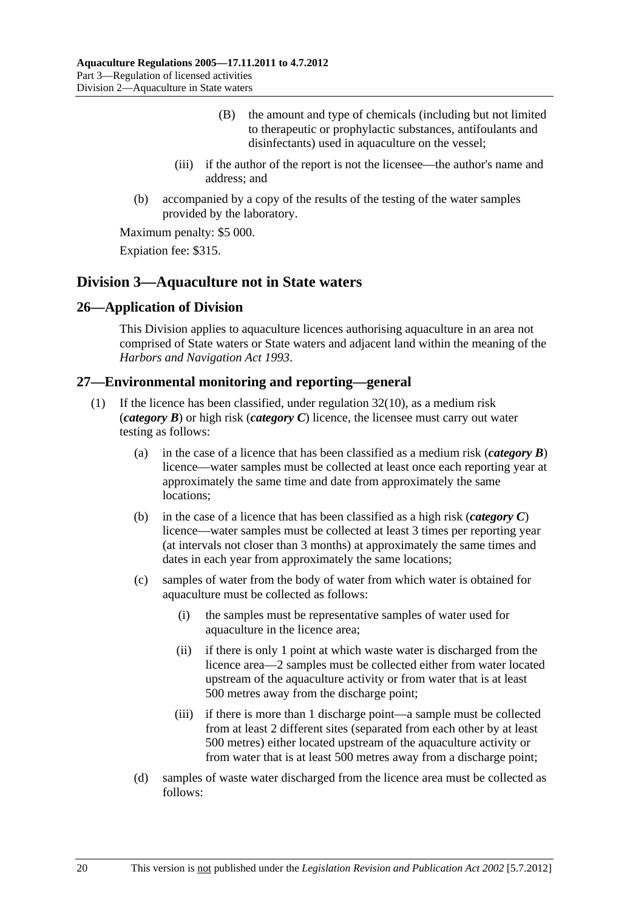(B) the amount and type of chemicals (including but not limited to therapeutic or prophylactic substances, antifoulants and disinfectants) used in aquaculture on the vessel;

(iii) if the author of the report is not the licensee—the author's name and address; and

(b) accompanied by a copy of the results of the testing of the water samples provided by the laboratory.

Maximum penalty: $5 000.

Expiation fee: $315.

## Division 3—Aquaculture not in State waters

### 26—Application of Division

This Division applies to aquaculture licences authorising aquaculture in an area not comprised of State waters or State waters and adjacent land within the meaning of the *Harbors and Navigation Act 1993*.

### 27—Environmental monitoring and reporting—general

(1) If the licence has been classified, under regulation 32(10), as a medium risk (***category B***) or high risk (***category C***) licence, the licensee must carry out water testing as follows:

(a) in the case of a licence that has been classified as a medium risk (***category B***) licence—water samples must be collected at least once each reporting year at approximately the same time and date from approximately the same locations;

(b) in the case of a licence that has been classified as a high risk (***category C***) licence—water samples must be collected at least 3 times per reporting year (at intervals not closer than 3 months) at approximately the same times and dates in each year from approximately the same locations;

(c) samples of water from the body of water from which water is obtained for aquaculture must be collected as follows:

(i) the samples must be representative samples of water used for aquaculture in the licence area;

(ii) if there is only 1 point at which waste water is discharged from the licence area—2 samples must be collected either from water located upstream of the aquaculture activity or from water that is at least 500 metres away from the discharge point;

(iii) if there is more than 1 discharge point—a sample must be collected from at least 2 different sites (separated from each other by at least 500 metres) either located upstream of the aquaculture activity or from water that is at least 500 metres away from a discharge point;

(d) samples of waste water discharged from the licence area must be collected as follows: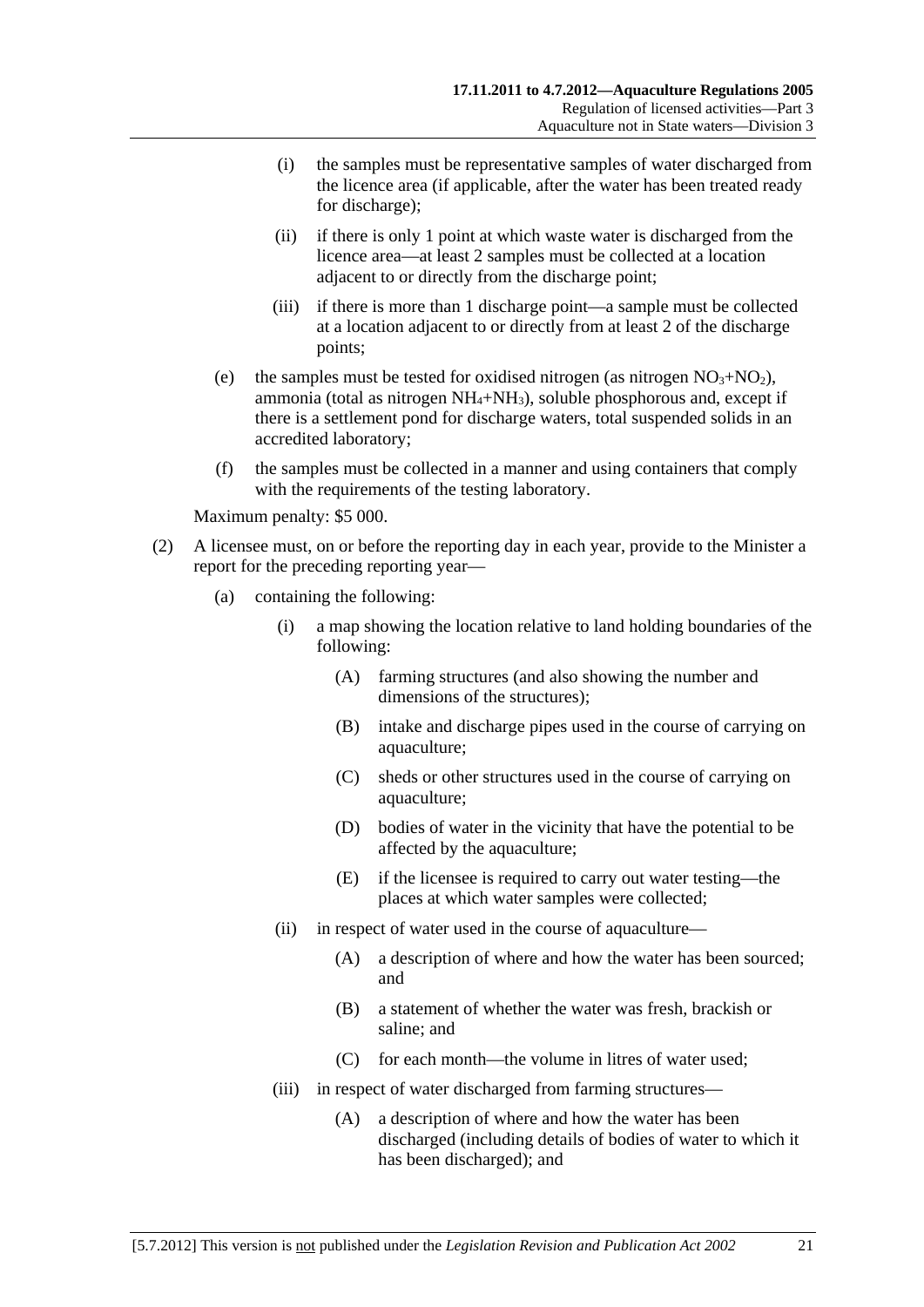(i) the samples must be representative samples of water discharged from the licence area (if applicable, after the water has been treated ready for discharge);

(ii) if there is only 1 point at which waste water is discharged from the licence area—at least 2 samples must be collected at a location adjacent to or directly from the discharge point;

(iii) if there is more than 1 discharge point—a sample must be collected at a location adjacent to or directly from at least 2 of the discharge points;

(e) the samples must be tested for oxidised nitrogen (as nitrogen $NO_3$+$NO_2$), ammonia (total as nitrogen $NH_4$+$NH_3$), soluble phosphorous and, except if there is a settlement pond for discharge waters, total suspended solids in an accredited laboratory;

(f) the samples must be collected in a manner and using containers that comply with the requirements of the testing laboratory.

Maximum penalty: $5 000.

(2) A licensee must, on or before the reporting day in each year, provide to the Minister a report for the preceding reporting year—

(a) containing the following:

(i) a map showing the location relative to land holding boundaries of the following:

(A) farming structures (and also showing the number and dimensions of the structures);

(B) intake and discharge pipes used in the course of carrying on aquaculture;

(C) sheds or other structures used in the course of carrying on aquaculture;

(D) bodies of water in the vicinity that have the potential to be affected by the aquaculture;

(E) if the licensee is required to carry out water testing—the places at which water samples were collected;

(ii) in respect of water used in the course of aquaculture—

(A) a description of where and how the water has been sourced; and

(B) a statement of whether the water was fresh, brackish or saline; and

(C) for each month—the volume in litres of water used;

(iii) in respect of water discharged from farming structures—

(A) a description of where and how the water has been discharged (including details of bodies of water to which it has been discharged); and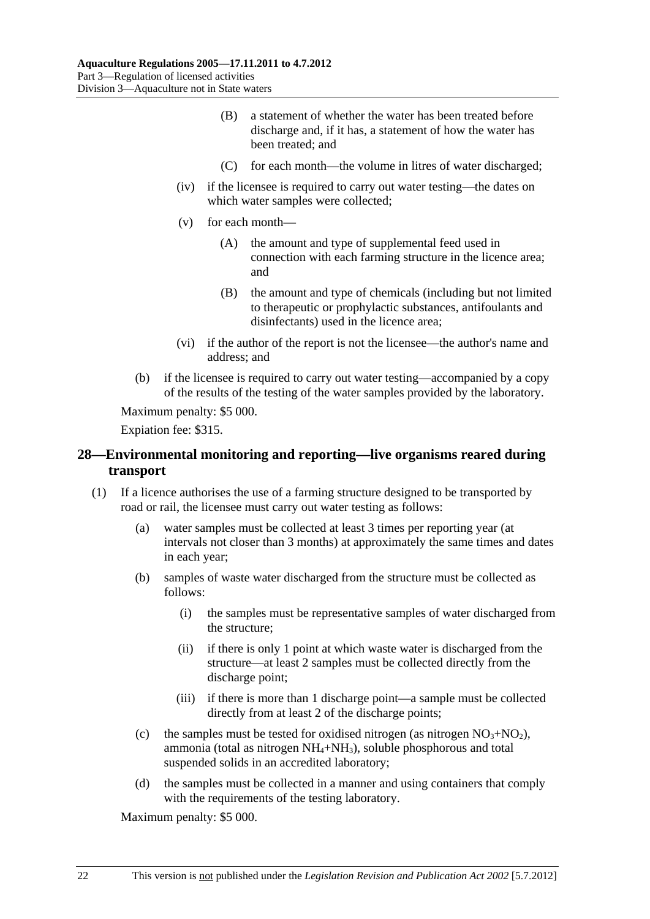(B) a statement of whether the water has been treated before discharge and, if it has, a statement of how the water has been treated; and

(C) for each month—the volume in litres of water discharged;

(iv) if the licensee is required to carry out water testing—the dates on which water samples were collected;

(v) for each month—

(A) the amount and type of supplemental feed used in connection with each farming structure in the licence area; and

(B) the amount and type of chemicals (including but not limited to therapeutic or prophylactic substances, antifoulants and disinfectants) used in the licence area;

(vi) if the author of the report is not the licensee—the author's name and address; and

(b) if the licensee is required to carry out water testing—accompanied by a copy of the results of the testing of the water samples provided by the laboratory.

Maximum penalty: $5 000.

Expiation fee: $315.

## 28—Environmental monitoring and reporting—live organisms reared during transport

(1) If a licence authorises the use of a farming structure designed to be transported by road or rail, the licensee must carry out water testing as follows:

(a) water samples must be collected at least 3 times per reporting year (at intervals not closer than 3 months) at approximately the same times and dates in each year;

(b) samples of waste water discharged from the structure must be collected as follows:

(i) the samples must be representative samples of water discharged from the structure;

(ii) if there is only 1 point at which waste water is discharged from the structure—at least 2 samples must be collected directly from the discharge point;

(iii) if there is more than 1 discharge point—a sample must be collected directly from at least 2 of the discharge points;

(c) the samples must be tested for oxidised nitrogen (as nitrogen $NO_3$+$NO_2$), ammonia (total as nitrogen $NH_4$+$NH_3$), soluble phosphorous and total suspended solids in an accredited laboratory;

(d) the samples must be collected in a manner and using containers that comply with the requirements of the testing laboratory.

Maximum penalty: $5 000.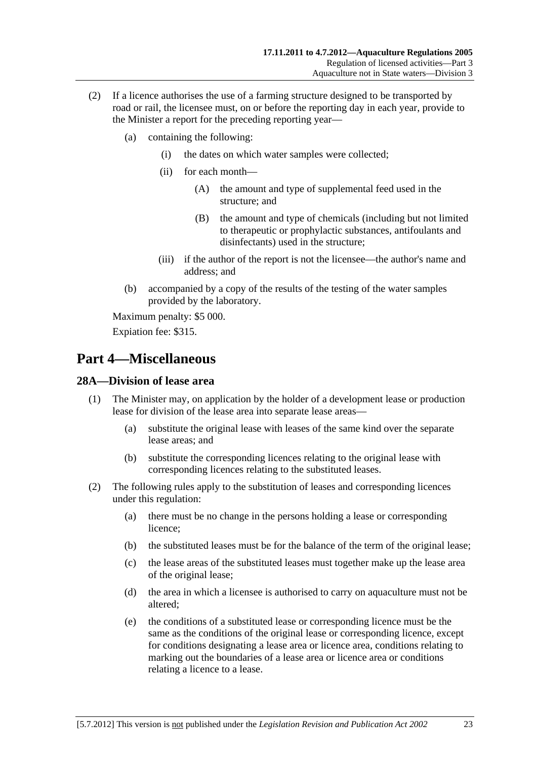(2) If a licence authorises the use of a farming structure designed to be transported by road or rail, the licensee must, on or before the reporting day in each year, provide to the Minister a report for the preceding reporting year—

   (a) containing the following:

      (i) the dates on which water samples were collected;

      (ii) for each month—

         (A) the amount and type of supplemental feed used in the structure; and

         (B) the amount and type of chemicals (including but not limited to therapeutic or prophylactic substances, antifoulants and disinfectants) used in the structure;

      (iii) if the author of the report is not the licensee—the author's name and address; and

   (b) accompanied by a copy of the results of the testing of the water samples provided by the laboratory.

Maximum penalty: $5 000.

Expiation fee: $315.

# Part 4—Miscellaneous

## 28A—Division of lease area

(1) The Minister may, on application by the holder of a development lease or production lease for division of the lease area into separate lease areas—

   (a) substitute the original lease with leases of the same kind over the separate lease areas; and

   (b) substitute the corresponding licences relating to the original lease with corresponding licences relating to the substituted leases.

(2) The following rules apply to the substitution of leases and corresponding licences under this regulation:

   (a) there must be no change in the persons holding a lease or corresponding licence;

   (b) the substituted leases must be for the balance of the term of the original lease;

   (c) the lease areas of the substituted leases must together make up the lease area of the original lease;

   (d) the area in which a licensee is authorised to carry on aquaculture must not be altered;

   (e) the conditions of a substituted lease or corresponding licence must be the same as the conditions of the original lease or corresponding licence, except for conditions designating a lease area or licence area, conditions relating to marking out the boundaries of a lease area or licence area or conditions relating a licence to a lease.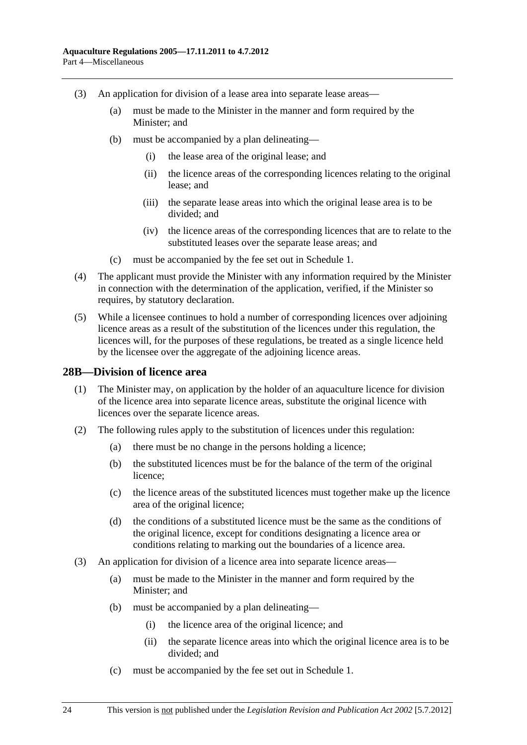(3) An application for division of a lease area into separate lease areas—

(a) must be made to the Minister in the manner and form required by the Minister; and

(b) must be accompanied by a plan delineating—

(i) the lease area of the original lease; and

(ii) the licence areas of the corresponding licences relating to the original lease; and

(iii) the separate lease areas into which the original lease area is to be divided; and

(iv) the licence areas of the corresponding licences that are to relate to the substituted leases over the separate lease areas; and

(c) must be accompanied by the fee set out in Schedule 1.

(4) The applicant must provide the Minister with any information required by the Minister in connection with the determination of the application, verified, if the Minister so requires, by statutory declaration.

(5) While a licensee continues to hold a number of corresponding licences over adjoining licence areas as a result of the substitution of the licences under this regulation, the licences will, for the purposes of these regulations, be treated as a single licence held by the licensee over the aggregate of the adjoining licence areas.

## 28B—Division of licence area

(1) The Minister may, on application by the holder of an aquaculture licence for division of the licence area into separate licence areas, substitute the original licence with licences over the separate licence areas.

(2) The following rules apply to the substitution of licences under this regulation:

(a) there must be no change in the persons holding a licence;

(b) the substituted licences must be for the balance of the term of the original licence;

(c) the licence areas of the substituted licences must together make up the licence area of the original licence;

(d) the conditions of a substituted licence must be the same as the conditions of the original licence, except for conditions designating a licence area or conditions relating to marking out the boundaries of a licence area.

(3) An application for division of a licence area into separate licence areas—

(a) must be made to the Minister in the manner and form required by the Minister; and

(b) must be accompanied by a plan delineating—

(i) the licence area of the original licence; and

(ii) the separate licence areas into which the original licence area is to be divided; and

(c) must be accompanied by the fee set out in Schedule 1.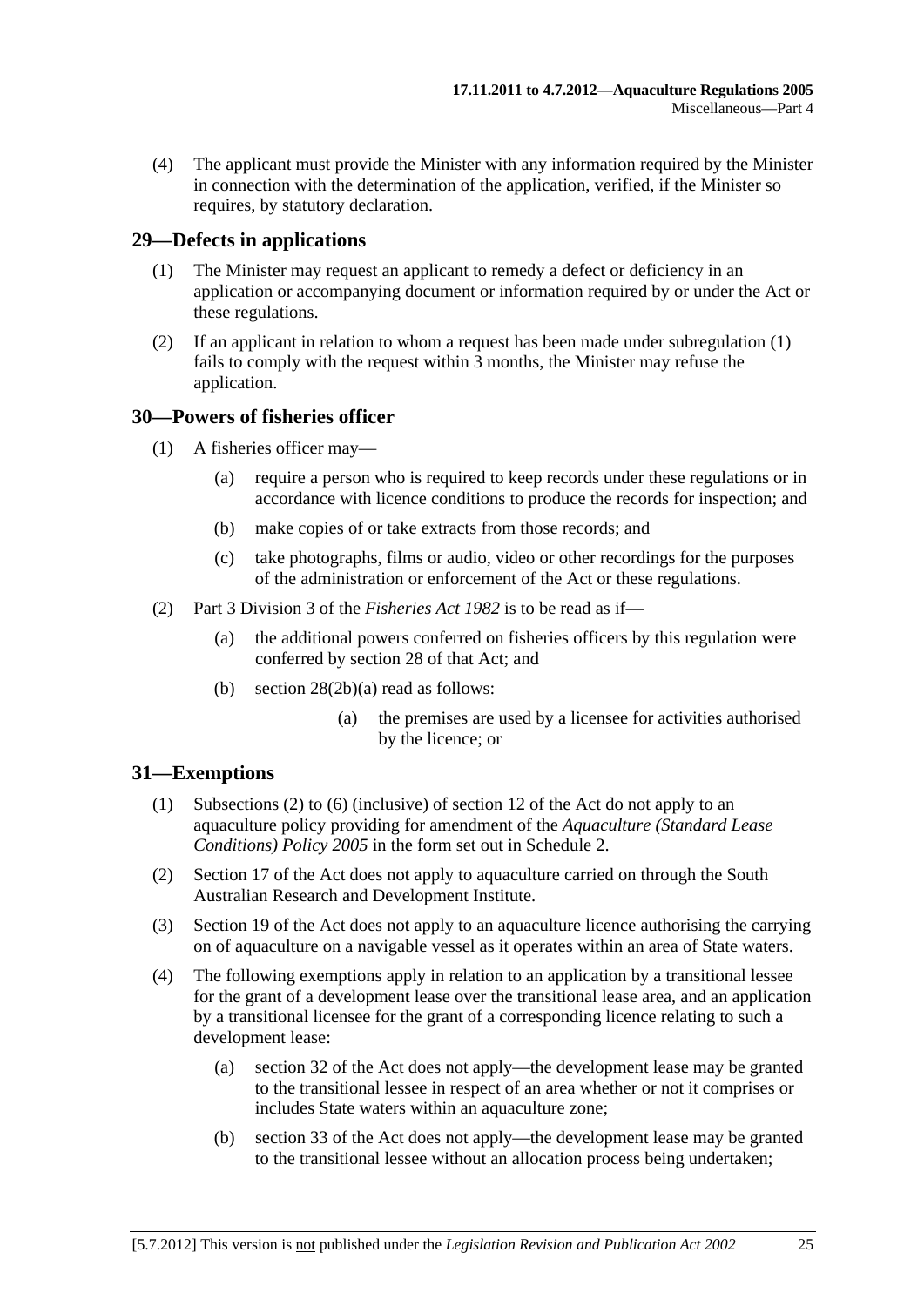(4) The applicant must provide the Minister with any information required by the Minister in connection with the determination of the application, verified, if the Minister so requires, by statutory declaration.

## 29—Defects in applications

(1) The Minister may request an applicant to remedy a defect or deficiency in an application or accompanying document or information required by or under the Act or these regulations.

(2) If an applicant in relation to whom a request has been made under subregulation (1) fails to comply with the request within 3 months, the Minister may refuse the application.

## 30—Powers of fisheries officer

(1) A fisheries officer may—

(a) require a person who is required to keep records under these regulations or in accordance with licence conditions to produce the records for inspection; and

(b) make copies of or take extracts from those records; and

(c) take photographs, films or audio, video or other recordings for the purposes of the administration or enforcement of the Act or these regulations.

(2) Part 3 Division 3 of the *Fisheries Act 1982* is to be read as if—

(a) the additional powers conferred on fisheries officers by this regulation were conferred by section 28 of that Act; and

(b) section 28(2b)(a) read as follows:

(a) the premises are used by a licensee for activities authorised by the licence; or

## 31—Exemptions

(1) Subsections (2) to (6) (inclusive) of section 12 of the Act do not apply to an aquaculture policy providing for amendment of the *Aquaculture (Standard Lease Conditions) Policy 2005* in the form set out in Schedule 2.

(2) Section 17 of the Act does not apply to aquaculture carried on through the South Australian Research and Development Institute.

(3) Section 19 of the Act does not apply to an aquaculture licence authorising the carrying on of aquaculture on a navigable vessel as it operates within an area of State waters.

(4) The following exemptions apply in relation to an application by a transitional lessee for the grant of a development lease over the transitional lease area, and an application by a transitional licensee for the grant of a corresponding licence relating to such a development lease:

(a) section 32 of the Act does not apply—the development lease may be granted to the transitional lessee in respect of an area whether or not it comprises or includes State waters within an aquaculture zone;

(b) section 33 of the Act does not apply—the development lease may be granted to the transitional lessee without an allocation process being undertaken;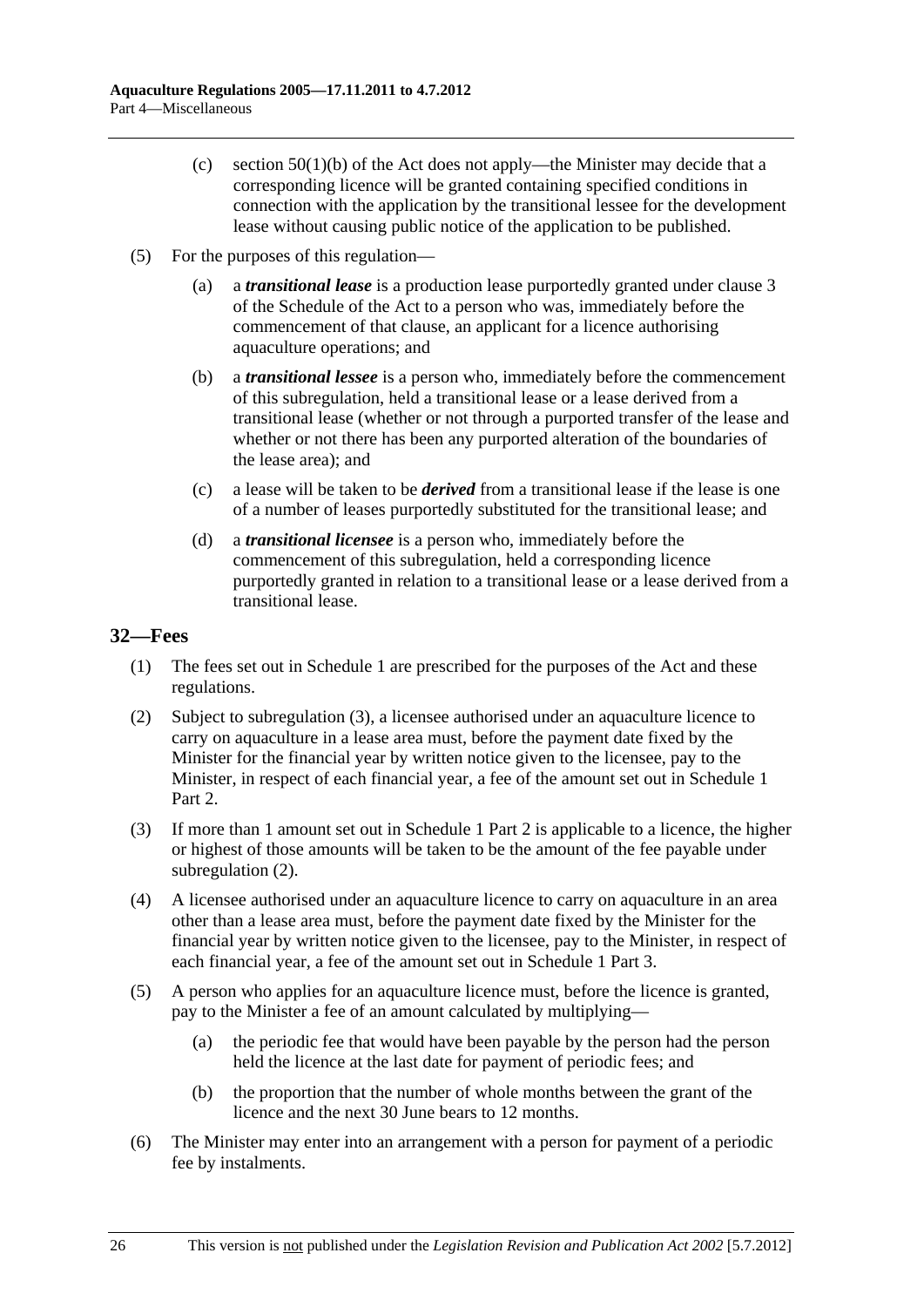(c) section 50(1)(b) of the Act does not apply—the Minister may decide that a corresponding licence will be granted containing specified conditions in connection with the application by the transitional lessee for the development lease without causing public notice of the application to be published.

(5) For the purposes of this regulation—

(a) a ***transitional lease*** is a production lease purportedly granted under clause 3 of the Schedule of the Act to a person who was, immediately before the commencement of that clause, an applicant for a licence authorising aquaculture operations; and

(b) a ***transitional lessee*** is a person who, immediately before the commencement of this subregulation, held a transitional lease or a lease derived from a transitional lease (whether or not through a purported transfer of the lease and whether or not there has been any purported alteration of the boundaries of the lease area); and

(c) a lease will be taken to be ***derived*** from a transitional lease if the lease is one of a number of leases purportedly substituted for the transitional lease; and

(d) a ***transitional licensee*** is a person who, immediately before the commencement of this subregulation, held a corresponding licence purportedly granted in relation to a transitional lease or a lease derived from a transitional lease.

## 32—Fees

(1) The fees set out in Schedule 1 are prescribed for the purposes of the Act and these regulations.

(2) Subject to subregulation (3), a licensee authorised under an aquaculture licence to carry on aquaculture in a lease area must, before the payment date fixed by the Minister for the financial year by written notice given to the licensee, pay to the Minister, in respect of each financial year, a fee of the amount set out in Schedule 1 Part 2.

(3) If more than 1 amount set out in Schedule 1 Part 2 is applicable to a licence, the higher or highest of those amounts will be taken to be the amount of the fee payable under subregulation (2).

(4) A licensee authorised under an aquaculture licence to carry on aquaculture in an area other than a lease area must, before the payment date fixed by the Minister for the financial year by written notice given to the licensee, pay to the Minister, in respect of each financial year, a fee of the amount set out in Schedule 1 Part 3.

(5) A person who applies for an aquaculture licence must, before the licence is granted, pay to the Minister a fee of an amount calculated by multiplying—

(a) the periodic fee that would have been payable by the person had the person held the licence at the last date for payment of periodic fees; and

(b) the proportion that the number of whole months between the grant of the licence and the next 30 June bears to 12 months.

(6) The Minister may enter into an arrangement with a person for payment of a periodic fee by instalments.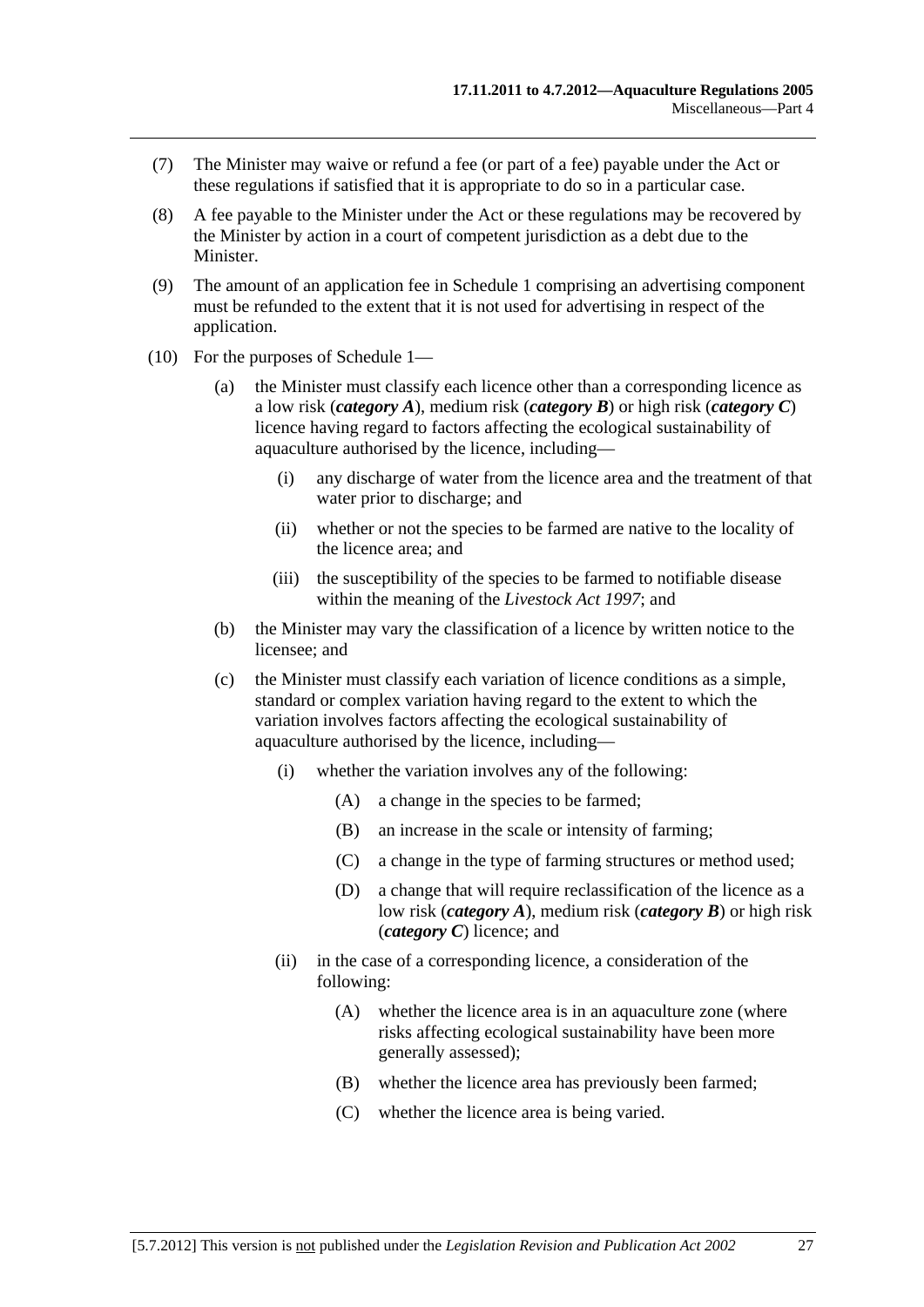(7) The Minister may waive or refund a fee (or part of a fee) payable under the Act or these regulations if satisfied that it is appropriate to do so in a particular case.

(8) A fee payable to the Minister under the Act or these regulations may be recovered by the Minister by action in a court of competent jurisdiction as a debt due to the Minister.

(9) The amount of an application fee in Schedule 1 comprising an advertising component must be refunded to the extent that it is not used for advertising in respect of the application.

(10) For the purposes of Schedule 1—

(a) the Minister must classify each licence other than a corresponding licence as a low risk (***category A***), medium risk (***category B***) or high risk (***category C***) licence having regard to factors affecting the ecological sustainability of aquaculture authorised by the licence, including—

(i) any discharge of water from the licence area and the treatment of that water prior to discharge; and

(ii) whether or not the species to be farmed are native to the locality of the licence area; and

(iii) the susceptibility of the species to be farmed to notifiable disease within the meaning of the *Livestock Act 1997*; and

(b) the Minister may vary the classification of a licence by written notice to the licensee; and

(c) the Minister must classify each variation of licence conditions as a simple, standard or complex variation having regard to the extent to which the variation involves factors affecting the ecological sustainability of aquaculture authorised by the licence, including—

(i) whether the variation involves any of the following:

(A) a change in the species to be farmed;

(B) an increase in the scale or intensity of farming;

(C) a change in the type of farming structures or method used;

(D) a change that will require reclassification of the licence as a low risk (***category A***), medium risk (***category B***) or high risk (***category C***) licence; and

(ii) in the case of a corresponding licence, a consideration of the following:

(A) whether the licence area is in an aquaculture zone (where risks affecting ecological sustainability have been more generally assessed);

(B) whether the licence area has previously been farmed;

(C) whether the licence area is being varied.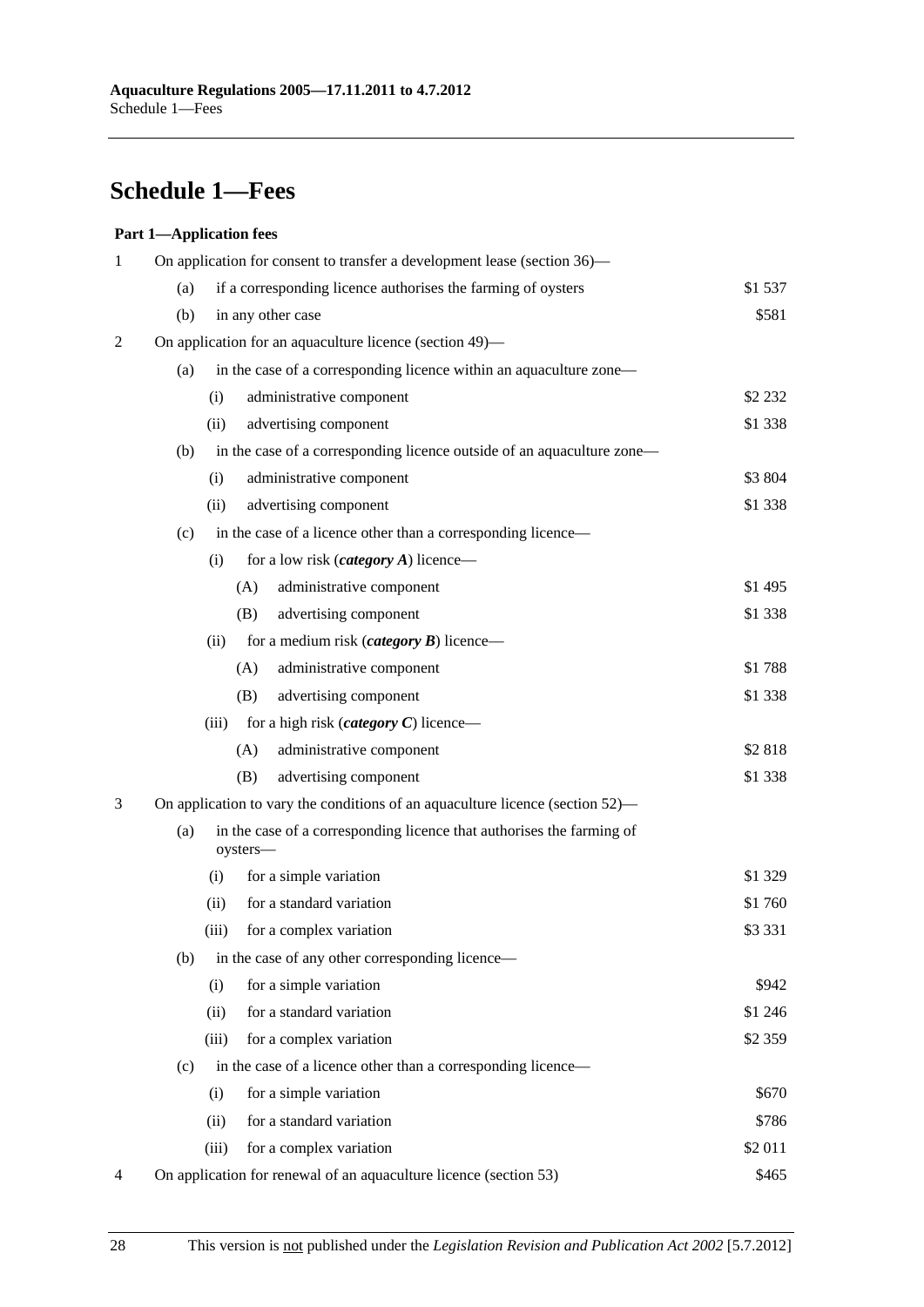# Schedule 1—Fees

**Part 1—Application fees**

| | | | | |
|---|---|---|---|---|
| 1 | On application for consent to transfer a development lease (section 36)— | | | |
| | (a) | if a corresponding licence authorises the farming of oysters | | $1 537 |
| | (b) | in any other case | | $581 |
| 2 | On application for an aquaculture licence (section 49)— | | | |
| | (a) | in the case of a corresponding licence within an aquaculture zone— | | |
| | | (i) | administrative component | $2 232 |
| | | (ii) | advertising component | $1 338 |
| | (b) | in the case of a corresponding licence outside of an aquaculture zone— | | |
| | | (i) | administrative component | $3 804 |
| | | (ii) | advertising component | $1 338 |
| | (c) | in the case of a licence other than a corresponding licence— | | |
| | | (i) | for a low risk (***category A***) licence— | |
| | | | (A) administrative component | $1 495 |
| | | | (B) advertising component | $1 338 |
| | | (ii) | for a medium risk (***category B***) licence— | |
| | | | (A) administrative component | $1 788 |
| | | | (B) advertising component | $1 338 |
| | | (iii) | for a high risk (***category C***) licence— | |
| | | | (A) administrative component | $2 818 |
| | | | (B) advertising component | $1 338 |
| 3 | On application to vary the conditions of an aquaculture licence (section 52)— | | | |
| | (a) | in the case of a corresponding licence that authorises the farming of oysters— | | |
| | | (i) | for a simple variation | $1 329 |
| | | (ii) | for a standard variation | $1 760 |
| | | (iii) | for a complex variation | $3 331 |
| | (b) | in the case of any other corresponding licence— | | |
| | | (i) | for a simple variation | $942 |
| | | (ii) | for a standard variation | $1 246 |
| | | (iii) | for a complex variation | $2 359 |
| | (c) | in the case of a licence other than a corresponding licence— | | |
| | | (i) | for a simple variation | $670 |
| | | (ii) | for a standard variation | $786 |
| | | (iii) | for a complex variation | $2 011 |
| 4 | On application for renewal of an aquaculture licence (section 53) | | | $465 |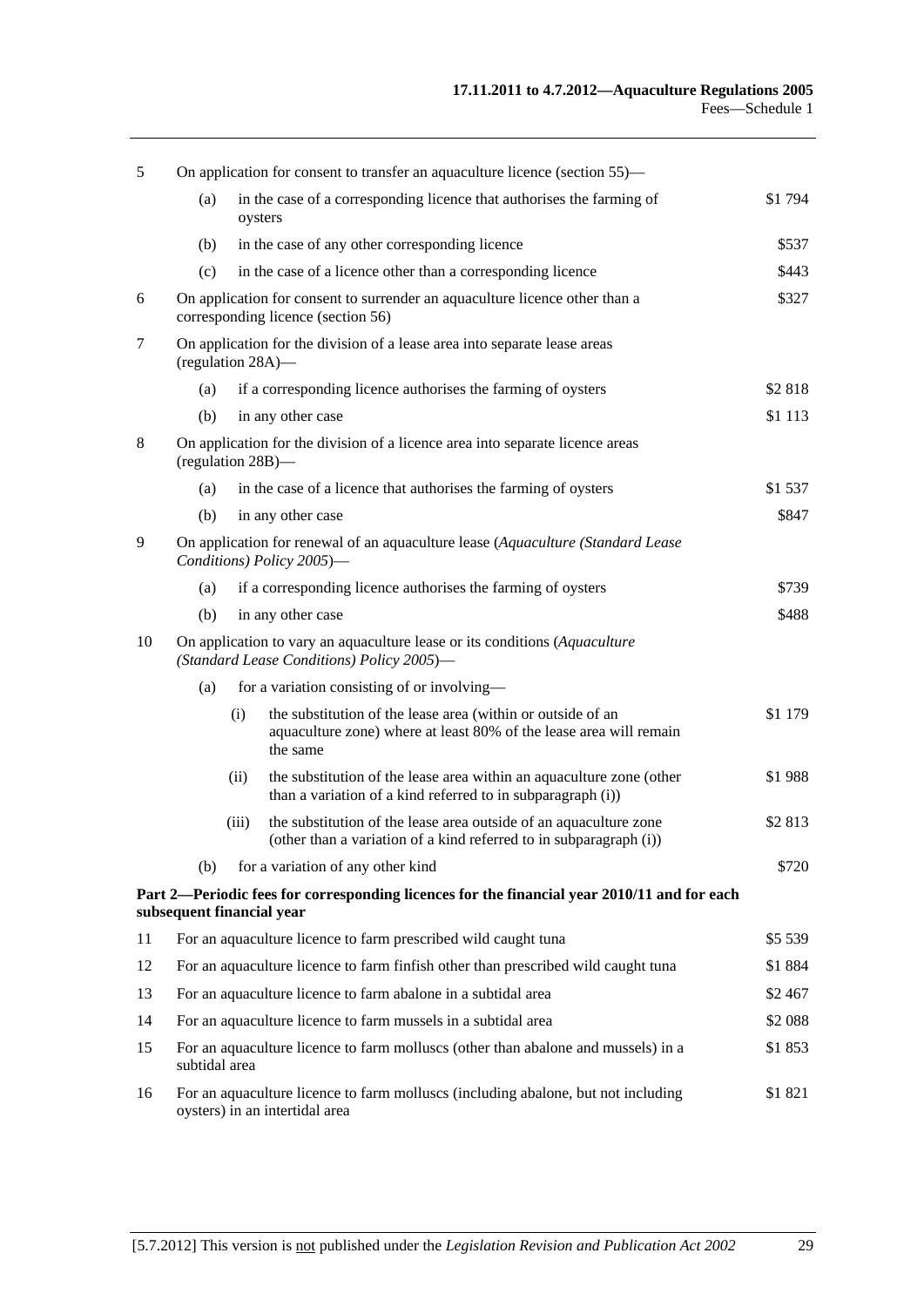| | | | | |
|---|---|---|---|---|
| 5 | On application for consent to transfer an aquaculture licence (section 55)— | | | |
| | (a) | | in the case of a corresponding licence that authorises the farming of oysters | $1 794 |
| | (b) | | in the case of any other corresponding licence | $537 |
| | (c) | | in the case of a licence other than a corresponding licence | $443 |
| 6 | On application for consent to surrender an aquaculture licence other than a corresponding licence (section 56) | | | $327 |
| 7 | On application for the division of a lease area into separate lease areas (regulation 28A)— | | | |
| | (a) | | if a corresponding licence authorises the farming of oysters | $2 818 |
| | (b) | | in any other case | $1 113 |
| 8 | On application for the division of a licence area into separate licence areas (regulation 28B)— | | | |
| | (a) | | in the case of a licence that authorises the farming of oysters | $1 537 |
| | (b) | | in any other case | $847 |
| 9 | On application for renewal of an aquaculture lease (*Aquaculture (Standard Lease Conditions) Policy 2005*)— | | | |
| | (a) | | if a corresponding licence authorises the farming of oysters | $739 |
| | (b) | | in any other case | $488 |
| 10 | On application to vary an aquaculture lease or its conditions (*Aquaculture (Standard Lease Conditions) Policy 2005*)— | | | |
| | (a) | for a variation consisting of or involving— | | |
| | | (i) | the substitution of the lease area (within or outside of an aquaculture zone) where at least 80% of the lease area will remain the same | $1 179 |
| | | (ii) | the substitution of the lease area within an aquaculture zone (other than a variation of a kind referred to in subparagraph (i)) | $1 988 |
| | | (iii) | the substitution of the lease area outside of an aquaculture zone (other than a variation of a kind referred to in subparagraph (i)) | $2 813 |
| | (b) | | for a variation of any other kind | $720 |

**Part 2—Periodic fees for corresponding licences for the financial year 2010/11 and for each subsequent financial year**

| | | |
|---|---|---|
| 11 | For an aquaculture licence to farm prescribed wild caught tuna | $5 539 |
| 12 | For an aquaculture licence to farm finfish other than prescribed wild caught tuna | $1 884 |
| 13 | For an aquaculture licence to farm abalone in a subtidal area | $2 467 |
| 14 | For an aquaculture licence to farm mussels in a subtidal area | $2 088 |
| 15 | For an aquaculture licence to farm molluscs (other than abalone and mussels) in a subtidal area | $1 853 |
| 16 | For an aquaculture licence to farm molluscs (including abalone, but not including oysters) in an intertidal area | $1 821 |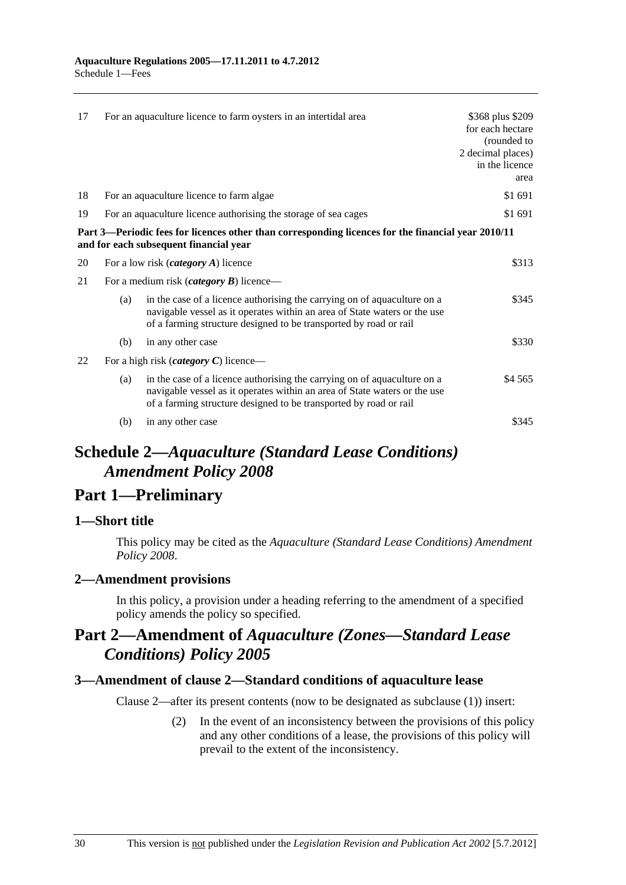| | | | |
|---|---|---|---|
| 17 | For an aquaculture licence to farm oysters in an intertidal area | | \$368 plus \$209 for each hectare (rounded to 2 decimal places) in the licence area |
| 18 | For an aquaculture licence to farm algae | | \$1 691 |
| 19 | For an aquaculture licence authorising the storage of sea cages | | \$1 691 |
| **Part 3—Periodic fees for licences other than corresponding licences for the financial year 2010/11 and for each subsequent financial year** | | | |
| 20 | For a low risk (***category A***) licence | | \$313 |
| 21 | For a medium risk (***category B***) licence— | | |
| | (a) | in the case of a licence authorising the carrying on of aquaculture on a navigable vessel as it operates within an area of State waters or the use of a farming structure designed to be transported by road or rail | \$345 |
| | (b) | in any other case | \$330 |
| 22 | For a high risk (***category C***) licence— | | |
| | (a) | in the case of a licence authorising the carrying on of aquaculture on a navigable vessel as it operates within an area of State waters or the use of a farming structure designed to be transported by road or rail | \$4 565 |
| | (b) | in any other case | \$345 |

# Schedule 2—*Aquaculture (Standard Lease Conditions) Amendment Policy 2008*

# Part 1—Preliminary

## 1—Short title

This policy may be cited as the *Aquaculture (Standard Lease Conditions) Amendment Policy 2008*.

## 2—Amendment provisions

In this policy, a provision under a heading referring to the amendment of a specified policy amends the policy so specified.

# Part 2—Amendment of *Aquaculture (Zones—Standard Lease Conditions) Policy 2005*

## 3—Amendment of clause 2—Standard conditions of aquaculture lease

Clause 2—after its present contents (now to be designated as subclause (1)) insert:

> (2) In the event of an inconsistency between the provisions of this policy and any other conditions of a lease, the provisions of this policy will prevail to the extent of the inconsistency.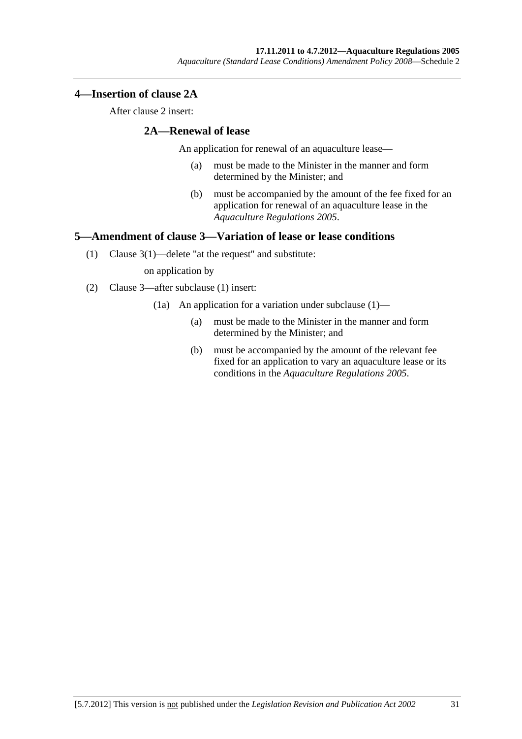## 4—Insertion of clause 2A

After clause 2 insert:

### 2A—Renewal of lease

An application for renewal of an aquaculture lease—

(a) must be made to the Minister in the manner and form determined by the Minister; and

(b) must be accompanied by the amount of the fee fixed for an application for renewal of an aquaculture lease in the *Aquaculture Regulations 2005*.

## 5—Amendment of clause 3—Variation of lease or lease conditions

(1) Clause 3(1)—delete "at the request" and substitute:

on application by

(2) Clause 3—after subclause (1) insert:

(1a) An application for a variation under subclause (1)—

(a) must be made to the Minister in the manner and form determined by the Minister; and

(b) must be accompanied by the amount of the relevant fee fixed for an application to vary an aquaculture lease or its conditions in the *Aquaculture Regulations 2005*.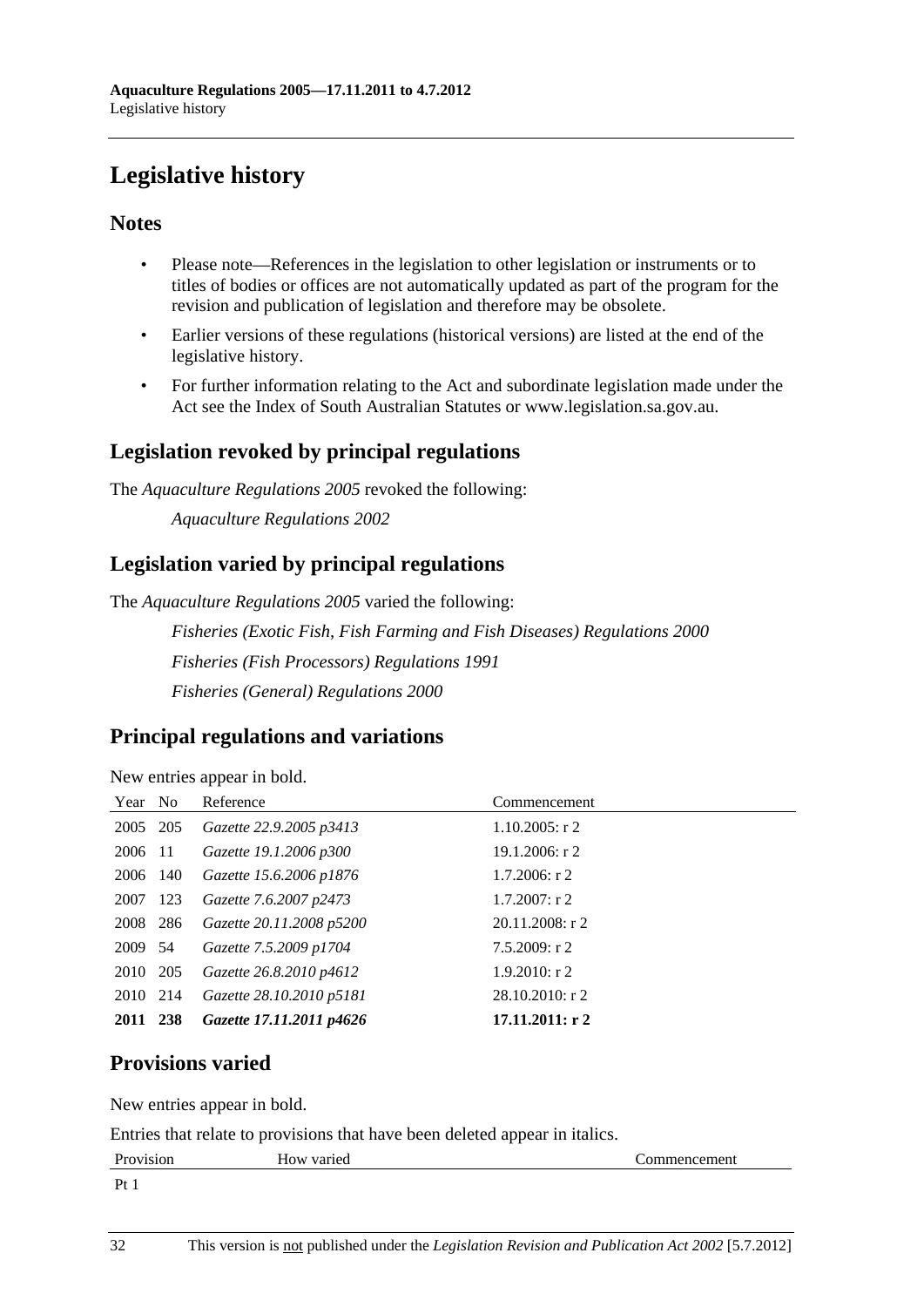# Legislative history

## Notes

- Please note—References in the legislation to other legislation or instruments or to titles of bodies or offices are not automatically updated as part of the program for the revision and publication of legislation and therefore may be obsolete.
- Earlier versions of these regulations (historical versions) are listed at the end of the legislative history.
- For further information relating to the Act and subordinate legislation made under the Act see the Index of South Australian Statutes or www.legislation.sa.gov.au.

## Legislation revoked by principal regulations

The *Aquaculture Regulations 2005* revoked the following:

*Aquaculture Regulations 2002*

## Legislation varied by principal regulations

The *Aquaculture Regulations 2005* varied the following:

*Fisheries (Exotic Fish, Fish Farming and Fish Diseases) Regulations 2000*

*Fisheries (Fish Processors) Regulations 1991*

*Fisheries (General) Regulations 2000*

## Principal regulations and variations

New entries appear in bold.

| Year | No | Reference | Commencement |
|---|---|---|---|
| 2005 | 205 | *Gazette 22.9.2005 p3413* | 1.10.2005: r 2 |
| 2006 | 11 | *Gazette 19.1.2006 p300* | 19.1.2006: r 2 |
| 2006 | 140 | *Gazette 15.6.2006 p1876* | 1.7.2006: r 2 |
| 2007 | 123 | *Gazette 7.6.2007 p2473* | 1.7.2007: r 2 |
| 2008 | 286 | *Gazette 20.11.2008 p5200* | 20.11.2008: r 2 |
| 2009 | 54 | *Gazette 7.5.2009 p1704* | 7.5.2009: r 2 |
| 2010 | 205 | *Gazette 26.8.2010 p4612* | 1.9.2010: r 2 |
| 2010 | 214 | *Gazette 28.10.2010 p5181* | 28.10.2010: r 2 |
| **2011** | **238** | ***Gazette 17.11.2011 p4626*** | **17.11.2011: r 2** |

## Provisions varied

New entries appear in bold.

Entries that relate to provisions that have been deleted appear in italics.

| Provision | How varied | Commencement |
|---|---|---|
| Pt 1 | | |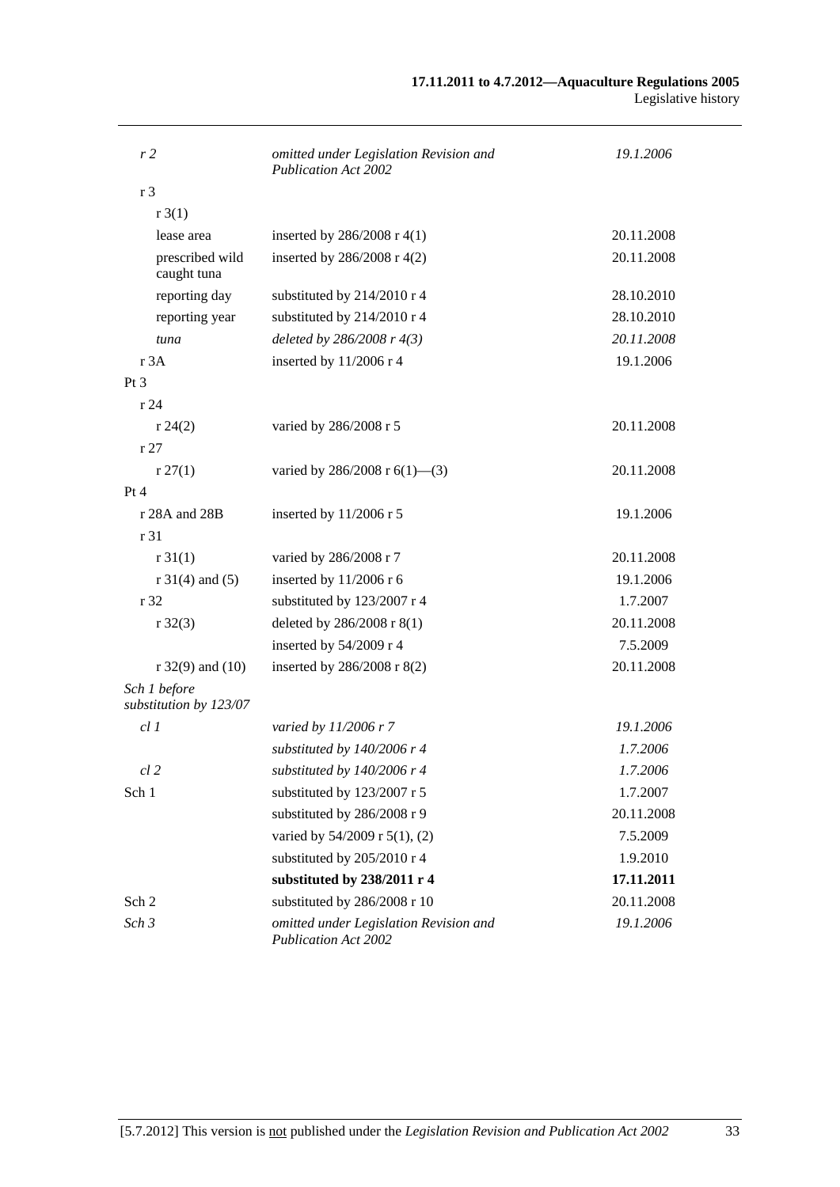| | | |
|---|---|---|
| *r 2* | *omitted under Legislation Revision and Publication Act 2002* | *19.1.2006* |
| r 3 | | |
| r 3(1) | | |
| lease area | inserted by 286/2008 r 4(1) | 20.11.2008 |
| prescribed wild caught tuna | inserted by 286/2008 r 4(2) | 20.11.2008 |
| reporting day | substituted by 214/2010 r 4 | 28.10.2010 |
| reporting year | substituted by 214/2010 r 4 | 28.10.2010 |
| *tuna* | *deleted by 286/2008 r 4(3)* | *20.11.2008* |
| r 3A | inserted by 11/2006 r 4 | 19.1.2006 |
| Pt 3 | | |
| r 24 | | |
| r 24(2) | varied by 286/2008 r 5 | 20.11.2008 |
| r 27 | | |
| r 27(1) | varied by 286/2008 r 6(1)—(3) | 20.11.2008 |
| Pt 4 | | |
| r 28A and 28B | inserted by 11/2006 r 5 | 19.1.2006 |
| r 31 | | |
| r 31(1) | varied by 286/2008 r 7 | 20.11.2008 |
| r 31(4) and (5) | inserted by 11/2006 r 6 | 19.1.2006 |
| r 32 | substituted by 123/2007 r 4 | 1.7.2007 |
| r 32(3) | deleted by 286/2008 r 8(1) | 20.11.2008 |
| | inserted by 54/2009 r 4 | 7.5.2009 |
| r 32(9) and (10) | inserted by 286/2008 r 8(2) | 20.11.2008 |
| *Sch 1 before substitution by 123/07* | | |
| *cl 1* | *varied by 11/2006 r 7* | *19.1.2006* |
| | *substituted by 140/2006 r 4* | *1.7.2006* |
| *cl 2* | *substituted by 140/2006 r 4* | *1.7.2006* |
| Sch 1 | substituted by 123/2007 r 5 | 1.7.2007 |
| | substituted by 286/2008 r 9 | 20.11.2008 |
| | varied by 54/2009 r 5(1), (2) | 7.5.2009 |
| | substituted by 205/2010 r 4 | 1.9.2010 |
| | **substituted by 238/2011 r 4** | **17.11.2011** |
| Sch 2 | substituted by 286/2008 r 10 | 20.11.2008 |
| *Sch 3* | *omitted under Legislation Revision and Publication Act 2002* | *19.1.2006* |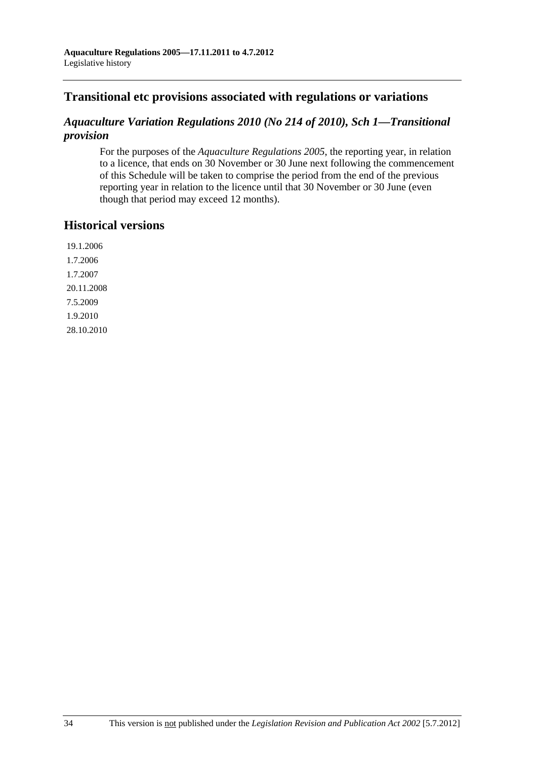## Transitional etc provisions associated with regulations or variations

### *Aquaculture Variation Regulations 2010 (No 214 of 2010), Sch 1—Transitional provision*

For the purposes of the *Aquaculture Regulations 2005*, the reporting year, in relation to a licence, that ends on 30 November or 30 June next following the commencement of this Schedule will be taken to comprise the period from the end of the previous reporting year in relation to the licence until that 30 November or 30 June (even though that period may exceed 12 months).

## Historical versions

19.1.2006

1.7.2006

1.7.2007

20.11.2008

7.5.2009

1.9.2010

28.10.2010